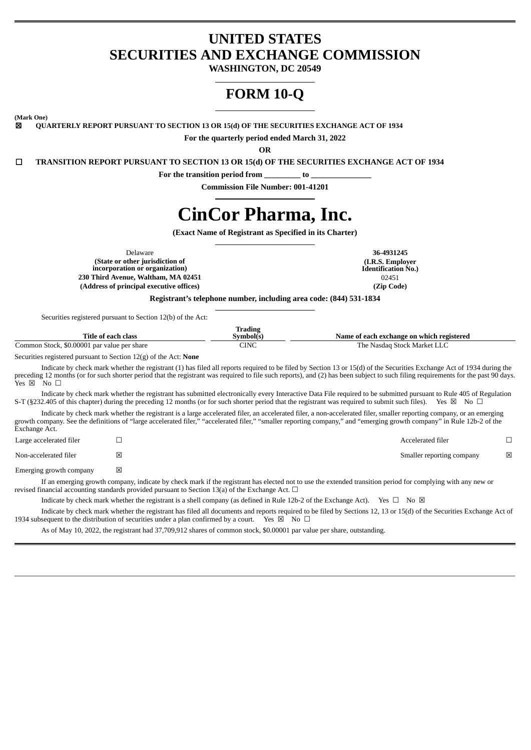# UNITED STATES
# SECURITIES AND EXCHANGE COMMISSION

**WASHINGTON, DC 20549**

# FORM 10-Q

**(Mark One)**

☒ **QUARTERLY REPORT PURSUANT TO SECTION 13 OR 15(d) OF THE SECURITIES EXCHANGE ACT OF 1934**

**For the quarterly period ended March 31, 2022**

**OR**

☐ **TRANSITION REPORT PURSUANT TO SECTION 13 OR 15(d) OF THE SECURITIES EXCHANGE ACT OF 1934**

**For the transition period from _________ to _______________**

**Commission File Number: 001-41201**

# CinCor Pharma, Inc.

**(Exact Name of Registrant as Specified in its Charter)**

| | |
|---|---|
| Delaware | **36-4931245** |
| **(State or other jurisdiction of incorporation or organization)** | **(I.R.S. Employer Identification No.)** |
| **230 Third Avenue, Waltham, MA 02451** | 02451 |
| **(Address of principal executive offices)** | **(Zip Code)** |

**Registrant's telephone number, including area code: (844) 531-1834**

Securities registered pursuant to Section 12(b) of the Act:

| Title of each class | Trading Symbol(s) | Name of each exchange on which registered |
|---|---|---|
| Common Stock, $0.00001 par value per share | CINC | The Nasdaq Stock Market LLC |

Securities registered pursuant to Section 12(g) of the Act: **None**

Indicate by check mark whether the registrant (1) has filed all reports required to be filed by Section 13 or 15(d) of the Securities Exchange Act of 1934 during the preceding 12 months (or for such shorter period that the registrant was required to file such reports), and (2) has been subject to such filing requirements for the past 90 days. Yes ☒ No ☐

Indicate by check mark whether the registrant has submitted electronically every Interactive Data File required to be submitted pursuant to Rule 405 of Regulation S-T (§232.405 of this chapter) during the preceding 12 months (or for such shorter period that the registrant was required to submit such files). Yes ☒ No ☐

Indicate by check mark whether the registrant is a large accelerated filer, an accelerated filer, a non-accelerated filer, smaller reporting company, or an emerging growth company. See the definitions of "large accelerated filer," "accelerated filer," "smaller reporting company," and "emerging growth company" in Rule 12b-2 of the Exchange Act.

| | | | |
|---|---|---|---|
| Large accelerated filer | ☐ | Accelerated filer | ☐ |
| Non-accelerated filer | ☒ | Smaller reporting company | ☒ |
| Emerging growth company | ☒ | | |

If an emerging growth company, indicate by check mark if the registrant has elected not to use the extended transition period for complying with any new or revised financial accounting standards provided pursuant to Section 13(a) of the Exchange Act. ☐

Indicate by check mark whether the registrant is a shell company (as defined in Rule 12b-2 of the Exchange Act). Yes ☐ No ☒

Indicate by check mark whether the registrant has filed all documents and reports required to be filed by Sections 12, 13 or 15(d) of the Securities Exchange Act of 1934 subsequent to the distribution of securities under a plan confirmed by a court. Yes ☒ No ☐

As of May 10, 2022, the registrant had 37,709,912 shares of common stock, $0.00001 par value per share, outstanding.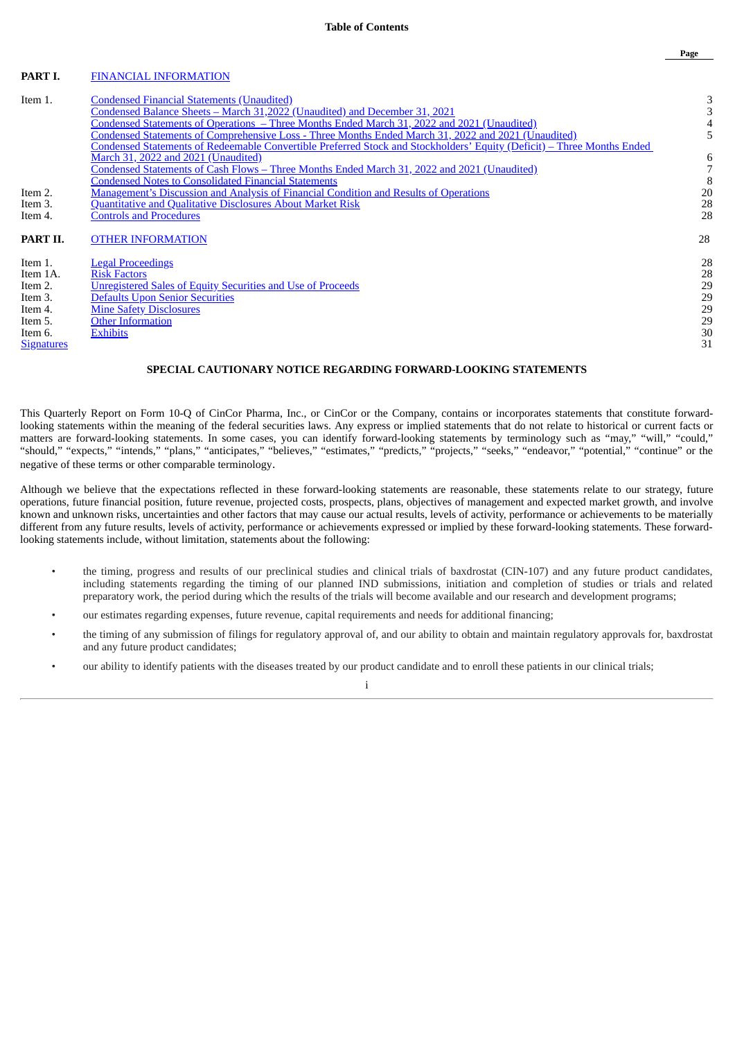**Table of Contents**

| | | Page |
|---|---|---|
| **PART I.** | FINANCIAL INFORMATION | |
| Item 1. | Condensed Financial Statements (Unaudited) | 3 |
| | Condensed Balance Sheets – March 31,2022 (Unaudited) and December 31, 2021 | 3 |
| | Condensed Statements of Operations – Three Months Ended March 31, 2022 and 2021 (Unaudited) | 4 |
| | Condensed Statements of Comprehensive Loss - Three Months Ended March 31, 2022 and 2021 (Unaudited) | 5 |
| | Condensed Statements of Redeemable Convertible Preferred Stock and Stockholders' Equity (Deficit) – Three Months Ended March 31, 2022 and 2021 (Unaudited) | 6 |
| | Condensed Statements of Cash Flows – Three Months Ended March 31, 2022 and 2021 (Unaudited) | 7 |
| | Condensed Notes to Consolidated Financial Statements | 8 |
| Item 2. | Management's Discussion and Analysis of Financial Condition and Results of Operations | 20 |
| Item 3. | Quantitative and Qualitative Disclosures About Market Risk | 28 |
| Item 4. | Controls and Procedures | 28 |
| **PART II.** | OTHER INFORMATION | 28 |
| Item 1. | Legal Proceedings | 28 |
| Item 1A. | Risk Factors | 28 |
| Item 2. | Unregistered Sales of Equity Securities and Use of Proceeds | 29 |
| Item 3. | Defaults Upon Senior Securities | 29 |
| Item 4. | Mine Safety Disclosures | 29 |
| Item 5. | Other Information | 29 |
| Item 6. | Exhibits | 30 |
| Signatures | | 31 |

**SPECIAL CAUTIONARY NOTICE REGARDING FORWARD-LOOKING STATEMENTS**

This Quarterly Report on Form 10-Q of CinCor Pharma, Inc., or CinCor or the Company, contains or incorporates statements that constitute forward-looking statements within the meaning of the federal securities laws. Any express or implied statements that do not relate to historical or current facts or matters are forward-looking statements. In some cases, you can identify forward-looking statements by terminology such as "may," "will," "could," "should," "expects," "intends," "plans," "anticipates," "believes," "estimates," "predicts," "projects," "seeks," "endeavor," "potential," "continue" or the negative of these terms or other comparable terminology.

Although we believe that the expectations reflected in these forward-looking statements are reasonable, these statements relate to our strategy, future operations, future financial position, future revenue, projected costs, prospects, plans, objectives of management and expected market growth, and involve known and unknown risks, uncertainties and other factors that may cause our actual results, levels of activity, performance or achievements to be materially different from any future results, levels of activity, performance or achievements expressed or implied by these forward-looking statements. These forward-looking statements include, without limitation, statements about the following:

- the timing, progress and results of our preclinical studies and clinical trials of baxdrostat (CIN-107) and any future product candidates, including statements regarding the timing of our planned IND submissions, initiation and completion of studies or trials and related preparatory work, the period during which the results of the trials will become available and our research and development programs;
- our estimates regarding expenses, future revenue, capital requirements and needs for additional financing;
- the timing of any submission of filings for regulatory approval of, and our ability to obtain and maintain regulatory approvals for, baxdrostat and any future product candidates;
- our ability to identify patients with the diseases treated by our product candidate and to enroll these patients in our clinical trials;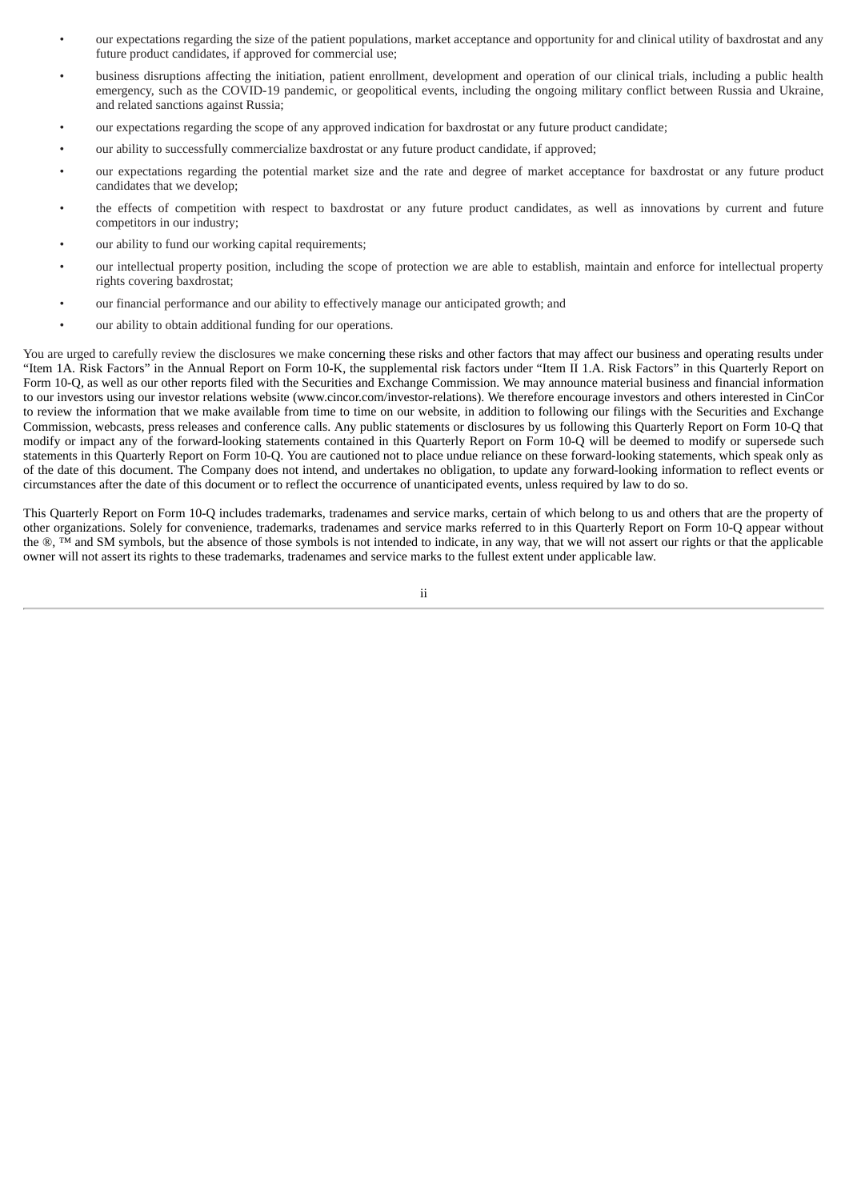- our expectations regarding the size of the patient populations, market acceptance and opportunity for and clinical utility of baxdrostat and any future product candidates, if approved for commercial use;
- business disruptions affecting the initiation, patient enrollment, development and operation of our clinical trials, including a public health emergency, such as the COVID-19 pandemic, or geopolitical events, including the ongoing military conflict between Russia and Ukraine, and related sanctions against Russia;
- our expectations regarding the scope of any approved indication for baxdrostat or any future product candidate;
- our ability to successfully commercialize baxdrostat or any future product candidate, if approved;
- our expectations regarding the potential market size and the rate and degree of market acceptance for baxdrostat or any future product candidates that we develop;
- the effects of competition with respect to baxdrostat or any future product candidates, as well as innovations by current and future competitors in our industry;
- our ability to fund our working capital requirements;
- our intellectual property position, including the scope of protection we are able to establish, maintain and enforce for intellectual property rights covering baxdrostat;
- our financial performance and our ability to effectively manage our anticipated growth; and
- our ability to obtain additional funding for our operations.

You are urged to carefully review the disclosures we make concerning these risks and other factors that may affect our business and operating results under "Item 1A. Risk Factors" in the Annual Report on Form 10-K, the supplemental risk factors under "Item II 1.A. Risk Factors" in this Quarterly Report on Form 10-Q, as well as our other reports filed with the Securities and Exchange Commission. We may announce material business and financial information to our investors using our investor relations website (www.cincor.com/investor-relations). We therefore encourage investors and others interested in CinCor to review the information that we make available from time to time on our website, in addition to following our filings with the Securities and Exchange Commission, webcasts, press releases and conference calls. Any public statements or disclosures by us following this Quarterly Report on Form 10-Q that modify or impact any of the forward-looking statements contained in this Quarterly Report on Form 10-Q will be deemed to modify or supersede such statements in this Quarterly Report on Form 10-Q. You are cautioned not to place undue reliance on these forward-looking statements, which speak only as of the date of this document. The Company does not intend, and undertakes no obligation, to update any forward-looking information to reflect events or circumstances after the date of this document or to reflect the occurrence of unanticipated events, unless required by law to do so.

This Quarterly Report on Form 10-Q includes trademarks, tradenames and service marks, certain of which belong to us and others that are the property of other organizations. Solely for convenience, trademarks, tradenames and service marks referred to in this Quarterly Report on Form 10-Q appear without the ®, ™ and SM symbols, but the absence of those symbols is not intended to indicate, in any way, that we will not assert our rights or that the applicable owner will not assert its rights to these trademarks, tradenames and service marks to the fullest extent under applicable law.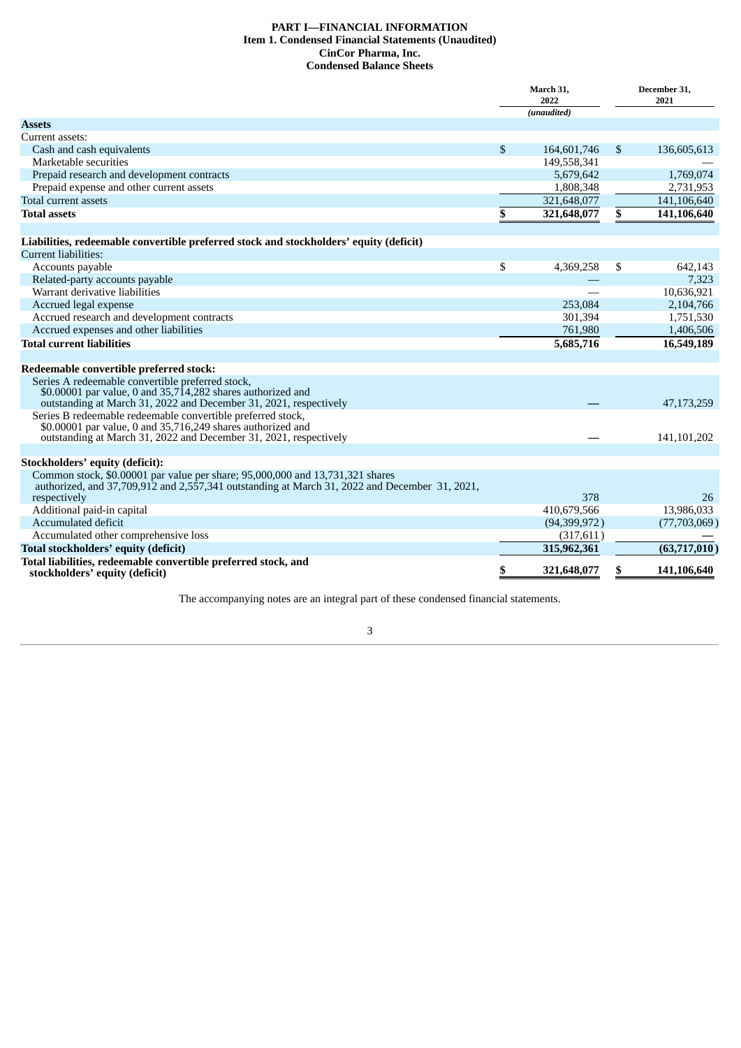# PART I—FINANCIAL INFORMATION

## Item 1. Condensed Financial Statements (Unaudited)

## CinCor Pharma, Inc.

## Condensed Balance Sheets

| | March 31, 2022 (unaudited) | December 31, 2021 |
|---|---|---|
| **Assets** | | |
| Current assets: | | |
| Cash and cash equivalents | $ 164,601,746 | $ 136,605,613 |
| Marketable securities | 149,558,341 | — |
| Prepaid research and development contracts | 5,679,642 | 1,769,074 |
| Prepaid expense and other current assets | 1,808,348 | 2,731,953 |
| Total current assets | 321,648,077 | 141,106,640 |
| **Total assets** | **$ 321,648,077** | **$ 141,106,640** |
| **Liabilities, redeemable convertible preferred stock and stockholders' equity (deficit)** | | |
| Current liabilities: | | |
| Accounts payable | $ 4,369,258 | $ 642,143 |
| Related-party accounts payable | — | 7,323 |
| Warrant derivative liabilities | — | 10,636,921 |
| Accrued legal expense | 253,084 | 2,104,766 |
| Accrued research and development contracts | 301,394 | 1,751,530 |
| Accrued expenses and other liabilities | 761,980 | 1,406,506 |
| **Total current liabilities** | **5,685,716** | **16,549,189** |
| **Redeemable convertible preferred stock:** | | |
| Series A redeemable convertible preferred stock, $0.00001 par value, 0 and 35,714,282 shares authorized and outstanding at March 31, 2022 and December 31, 2021, respectively | — | 47,173,259 |
| Series B redeemable redeemable convertible preferred stock, $0.00001 par value, 0 and 35,716,249 shares authorized and outstanding at March 31, 2022 and December 31, 2021, respectively | — | 141,101,202 |
| **Stockholders' equity (deficit):** | | |
| Common stock, $0.00001 par value per share; 95,000,000 and 13,731,321 shares authorized, and 37,709,912 and 2,557,341 outstanding at March 31, 2022 and December 31, 2021, respectively | 378 | 26 |
| Additional paid-in capital | 410,679,566 | 13,986,033 |
| Accumulated deficit | (94,399,972) | (77,703,069) |
| Accumulated other comprehensive loss | (317,611) | — |
| **Total stockholders' equity (deficit)** | **315,962,361** | **(63,717,010)** |
| **Total liabilities, redeemable convertible preferred stock, and stockholders' equity (deficit)** | **$ 321,648,077** | **$ 141,106,640** |

The accompanying notes are an integral part of these condensed financial statements.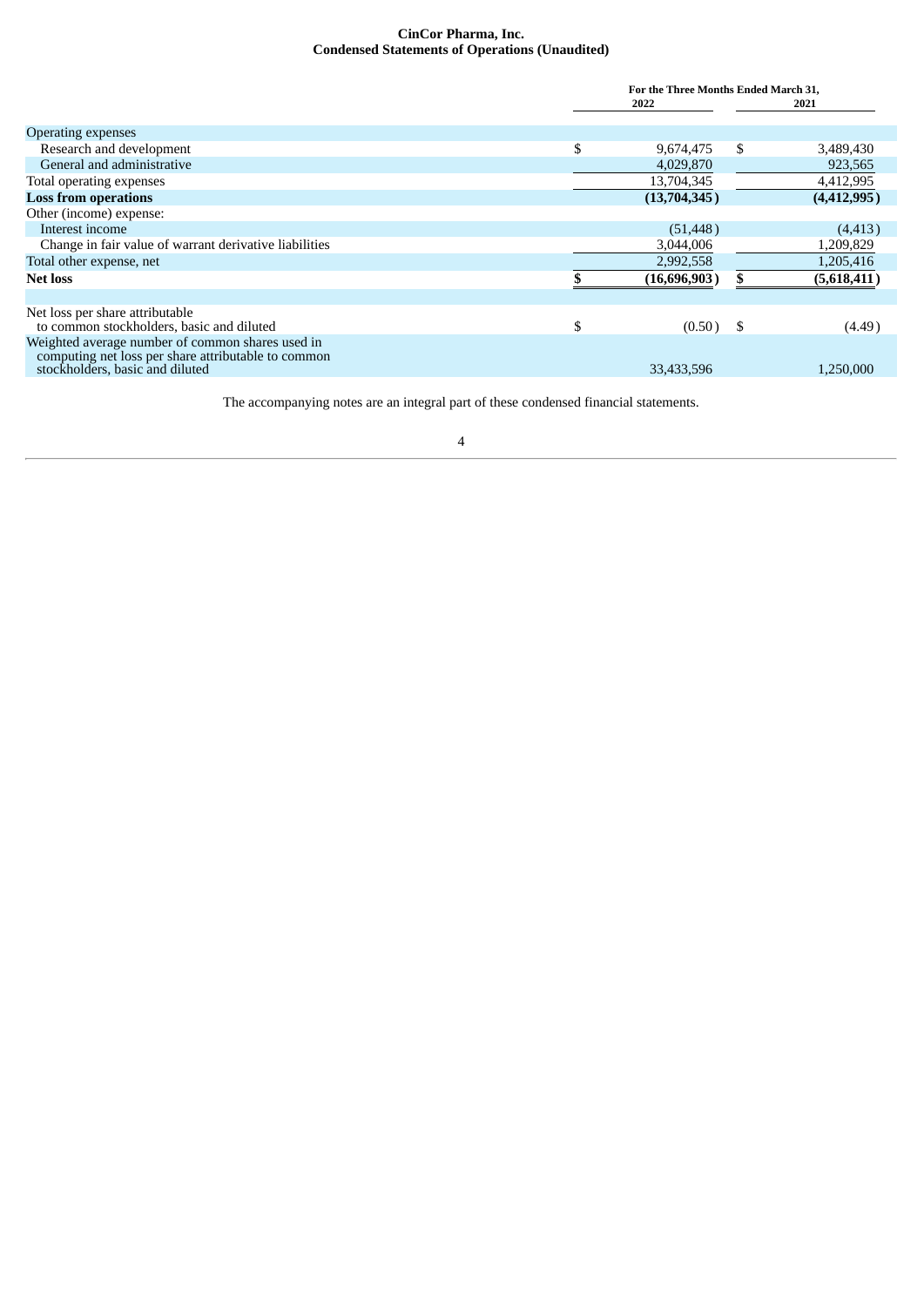# CinCor Pharma, Inc.
## Condensed Statements of Operations (Unaudited)

| | For the Three Months Ended March 31, | |
|---|---|---|
| | 2022 | 2021 |
| Operating expenses | | |
| Research and development | $ 9,674,475 | $ 3,489,430 |
| General and administrative | 4,029,870 | 923,565 |
| Total operating expenses | 13,704,345 | 4,412,995 |
| **Loss from operations** | **(13,704,345)** | **(4,412,995)** |
| Other (income) expense: | | |
| Interest income | (51,448) | (4,413) |
| Change in fair value of warrant derivative liabilities | 3,044,006 | 1,209,829 |
| Total other expense, net | 2,992,558 | 1,205,416 |
| **Net loss** | **$ (16,696,903)** | **$ (5,618,411)** |
| | | |
| Net loss per share attributable to common stockholders, basic and diluted | $ (0.50) | $ (4.49) |
| Weighted average number of common shares used in computing net loss per share attributable to common stockholders, basic and diluted | 33,433,596 | 1,250,000 |

The accompanying notes are an integral part of these condensed financial statements.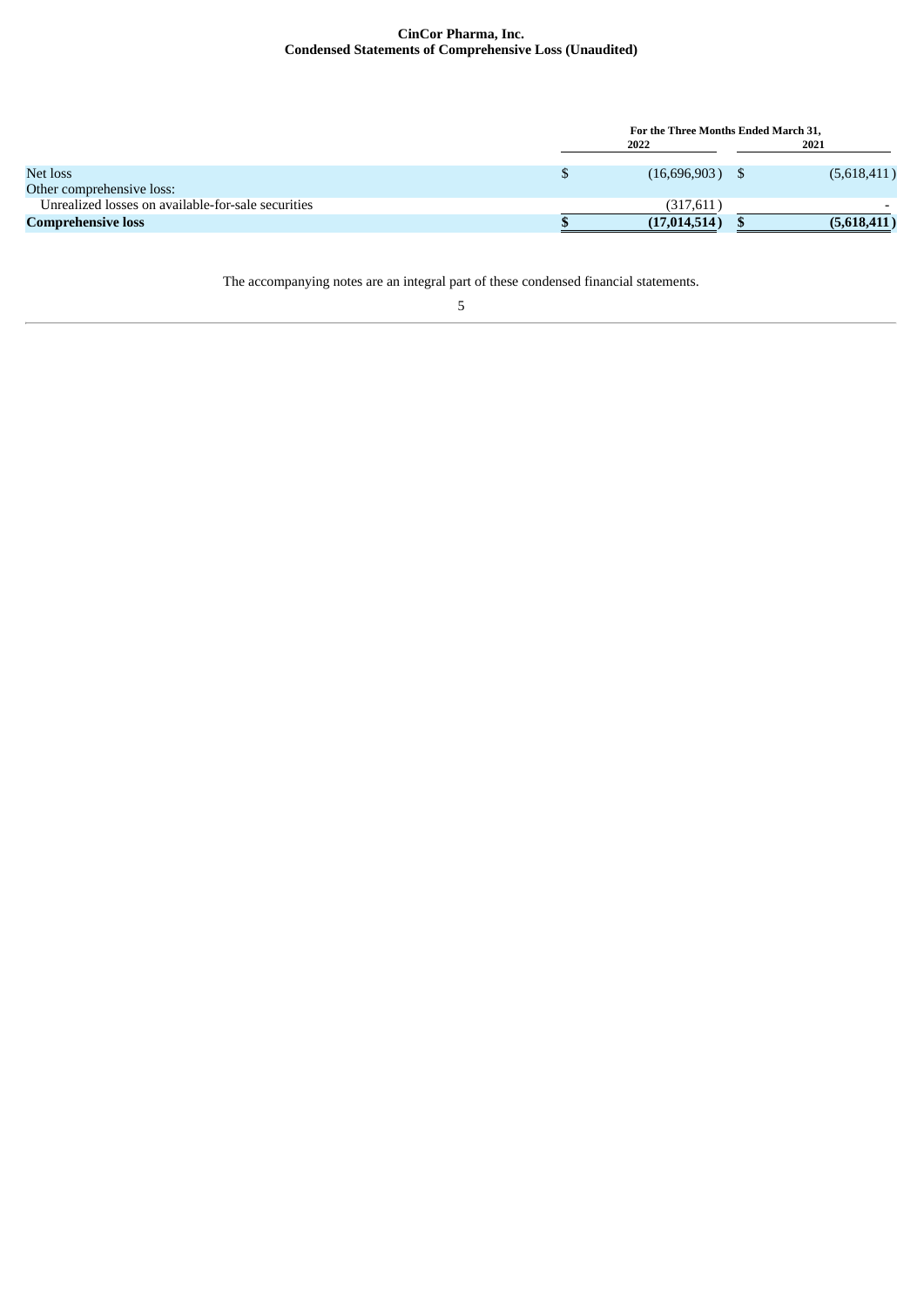**CinCor Pharma, Inc.**
**Condensed Statements of Comprehensive Loss (Unaudited)**

| | For the Three Months Ended March 31, | |
|---|---|---|
| | 2022 | 2021 |
| Net loss | $ (16,696,903) | $ (5,618,411) |
| Other comprehensive loss: | | |
| Unrealized losses on available-for-sale securities | (317,611) | - |
| **Comprehensive loss** | **$ (17,014,514)** | **$ (5,618,411)** |

The accompanying notes are an integral part of these condensed financial statements.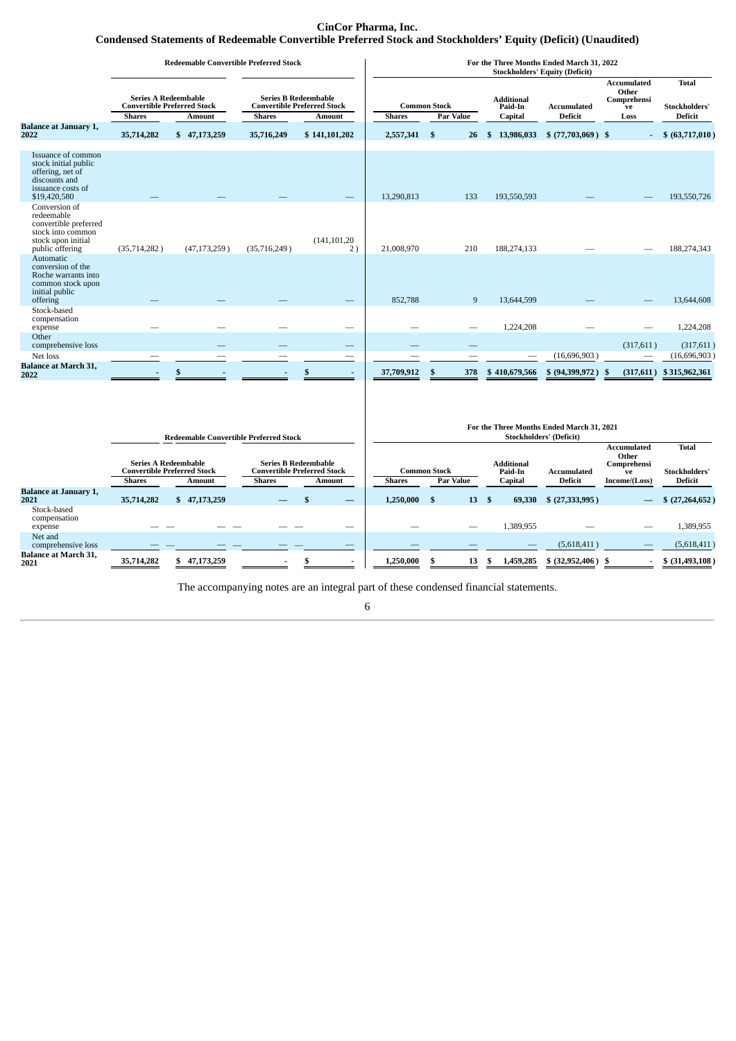# CinCor Pharma, Inc.

## Condensed Statements of Redeemable Convertible Preferred Stock and Stockholders' Equity (Deficit) (Unaudited)

| | Redeemable Convertible Preferred Stock | | | | For the Three Months Ended March 31, 2022 Stockholders' Equity (Deficit) | | | | | |
|---|---|---|---|---|---|---|---|---|---|---|
| | Series A Redeemable Convertible Preferred Stock | | Series B Redeemable Convertible Preferred Stock | | Common Stock | | Additional Paid-In | Accumulated | Accumulated Other Comprehensive | Total Stockholders' |
| | Shares | Amount | Shares | Amount | Shares | Par Value | Capital | Deficit | Loss | Deficit |
| **Balance at January 1, 2022** | 35,714,282 | $ 47,173,259 | 35,716,249 | $ 141,101,202 | 2,557,341 | $ 26 | $ 13,986,033 | $ (77,703,069) | $ - | $ (63,717,010) |
| Issuance of common stock initial public offering, net of discounts and issuance costs of $19,420,580 | — | — | — | — | 13,290,813 | 133 | 193,550,593 | — | — | 193,550,726 |
| Conversion of redeemable convertible preferred stock into common stock upon initial public offering | (35,714,282) | (47,173,259) | (35,716,249) | (141,101,202) | 21,008,970 | 210 | 188,274,133 | — | — | 188,274,343 |
| Automatic conversion of the Roche warrants into common stock upon initial public offering | — | — | — | — | 852,788 | 9 | 13,644,599 | — | — | 13,644,608 |
| Stock-based compensation expense | — | — | — | — | — | — | 1,224,208 | — | — | 1,224,208 |
| Other comprehensive loss | | — | — | — | — | — | | | (317,611) | (317,611) |
| Net loss | — | — | — | — | — | — | — | (16,696,903) | — | (16,696,903) |
| **Balance at March 31, 2022** | - | $ - | - | $ - | 37,709,912 | $ 378 | $ 410,679,566 | $ (94,399,972) | $ (317,611) | $ 315,962,361 |

| | Redeemable Convertible Preferred Stock | | | | For the Three Months Ended March 31, 2021 Stockholders' (Deficit) | | | | | |
|---|---|---|---|---|---|---|---|---|---|---|
| | Series A Redeemable Convertible Preferred Stock | | Series B Redeemable Convertible Preferred Stock | | Common Stock | | Additional Paid-In | Accumulated | Accumulated Other Comprehensive | Total Stockholders' |
| | Shares | Amount | Shares | Amount | Shares | Par Value | Capital | Deficit | Income/(Loss) | Deficit |
| **Balance at January 1, 2021** | 35,714,282 | $ 47,173,259 | — | $ — | 1,250,000 | $ 13 | $ 69,330 | $ (27,333,995) | — | $ (27,264,652) |
| Stock-based compensation expense | — — | — — | — — | — | — | — | 1,389,955 | — | — | 1,389,955 |
| Net and comprehensive loss | — — | — — | — — | — | — | — | — | (5,618,411) | — | (5,618,411) |
| **Balance at March 31, 2021** | 35,714,282 | $ 47,173,259 | - | $ - | 1,250,000 | $ 13 | $ 1,459,285 | $ (32,952,406) | $ - | $ (31,493,108) |

The accompanying notes are an integral part of these condensed financial statements.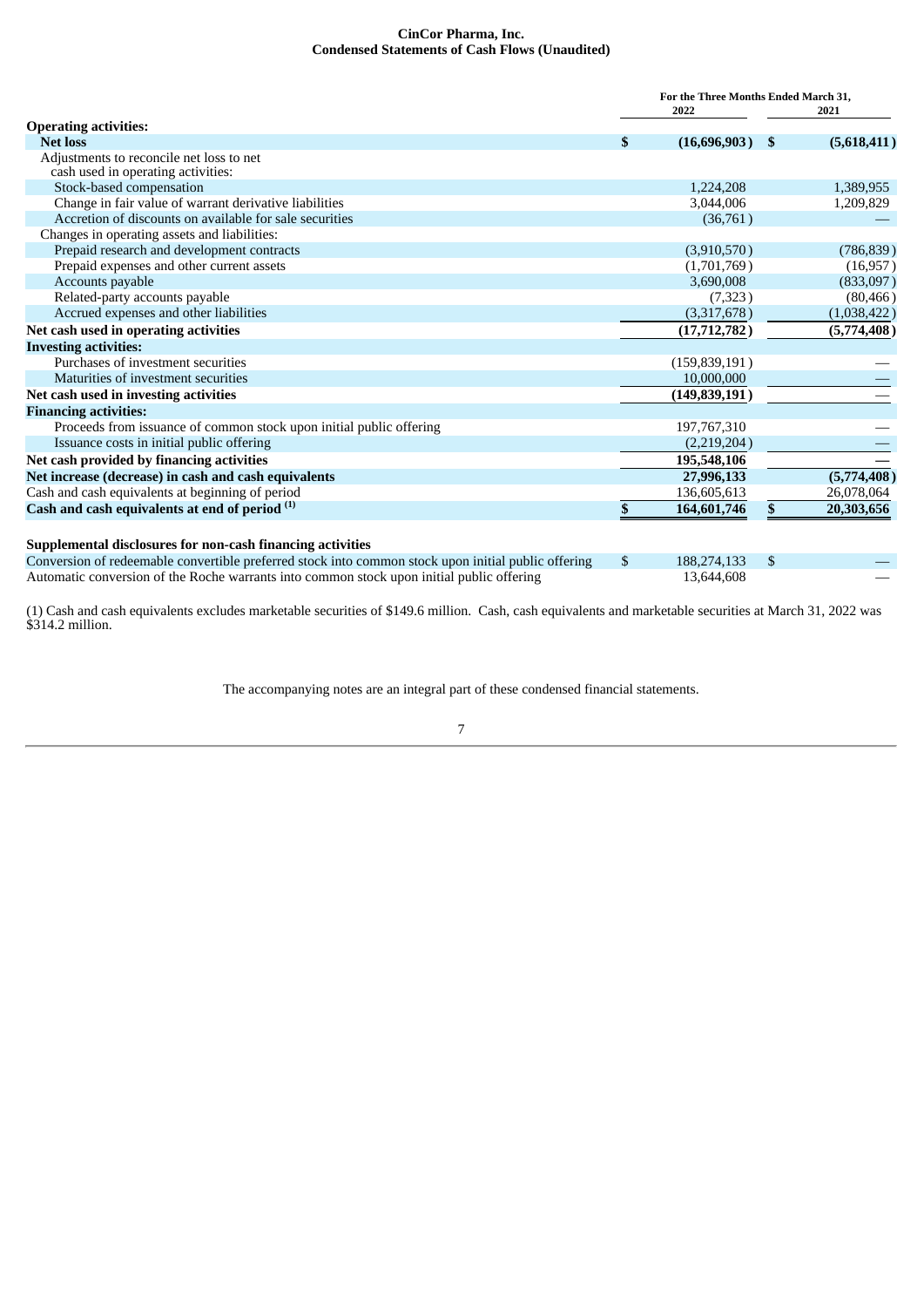# CinCor Pharma, Inc.
## Condensed Statements of Cash Flows (Unaudited)

| | For the Three Months Ended March 31, 2022 | 2021 |
|---|---|---|
| **Operating activities:** | | |
| **Net loss** | **$ (16,696,903)** | **$ (5,618,411)** |
| Adjustments to reconcile net loss to net cash used in operating activities: | | |
| Stock-based compensation | 1,224,208 | 1,389,955 |
| Change in fair value of warrant derivative liabilities | 3,044,006 | 1,209,829 |
| Accretion of discounts on available for sale securities | (36,761) | — |
| Changes in operating assets and liabilities: | | |
| Prepaid research and development contracts | (3,910,570) | (786,839) |
| Prepaid expenses and other current assets | (1,701,769) | (16,957) |
| Accounts payable | 3,690,008 | (833,097) |
| Related-party accounts payable | (7,323) | (80,466) |
| Accrued expenses and other liabilities | (3,317,678) | (1,038,422) |
| **Net cash used in operating activities** | **(17,712,782)** | **(5,774,408)** |
| **Investing activities:** | | |
| Purchases of investment securities | (159,839,191) | — |
| Maturities of investment securities | 10,000,000 | — |
| **Net cash used in investing activities** | **(149,839,191)** | — |
| **Financing activities:** | | |
| Proceeds from issuance of common stock upon initial public offering | 197,767,310 | — |
| Issuance costs in initial public offering | (2,219,204) | — |
| **Net cash provided by financing activities** | **195,548,106** | — |
| **Net increase (decrease) in cash and cash equivalents** | **27,996,133** | **(5,774,408)** |
| Cash and cash equivalents at beginning of period | 136,605,613 | 26,078,064 |
| **Cash and cash equivalents at end of period [(1)]** | **$ 164,601,746** | **$ 20,303,656** |
| | | |
| **Supplemental disclosures for non-cash financing activities** | | |
| Conversion of redeemable convertible preferred stock into common stock upon initial public offering | $ 188,274,133 | $ — |
| Automatic conversion of the Roche warrants into common stock upon initial public offering | 13,644,608 | — |

(1) Cash and cash equivalents excludes marketable securities of $149.6 million. Cash, cash equivalents and marketable securities at March 31, 2022 was $314.2 million.

The accompanying notes are an integral part of these condensed financial statements.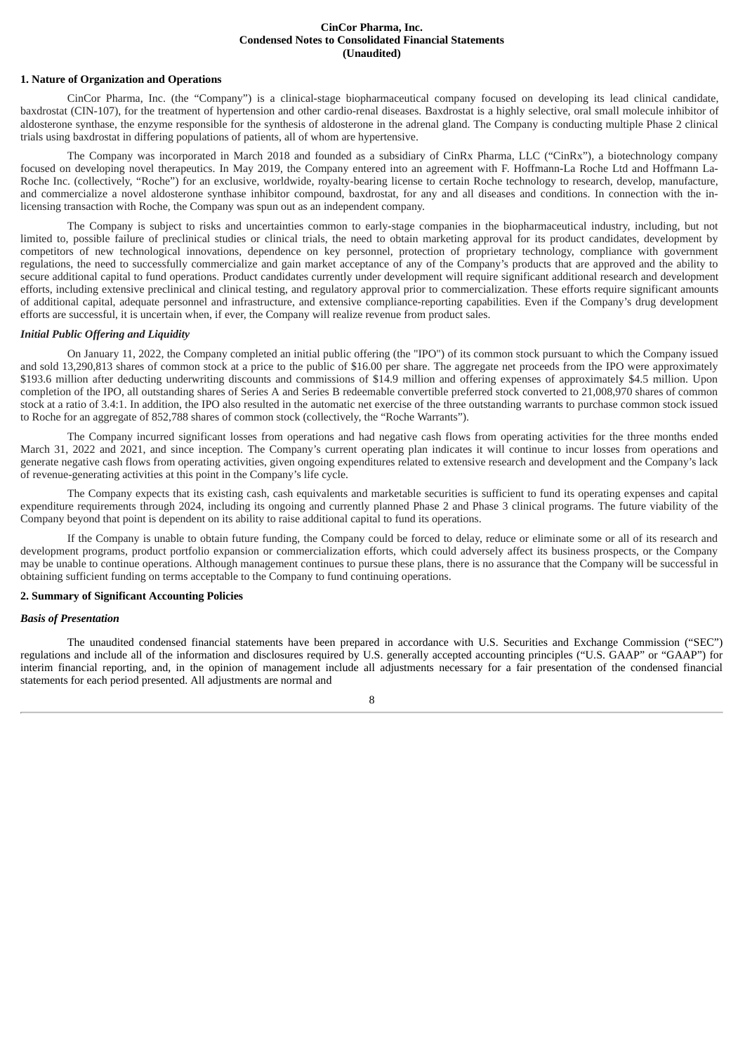**CinCor Pharma, Inc.**
**Condensed Notes to Consolidated Financial Statements**
**(Unaudited)**

## 1. Nature of Organization and Operations

CinCor Pharma, Inc. (the "Company") is a clinical-stage biopharmaceutical company focused on developing its lead clinical candidate, baxdrostat (CIN-107), for the treatment of hypertension and other cardio-renal diseases. Baxdrostat is a highly selective, oral small molecule inhibitor of aldosterone synthase, the enzyme responsible for the synthesis of aldosterone in the adrenal gland. The Company is conducting multiple Phase 2 clinical trials using baxdrostat in differing populations of patients, all of whom are hypertensive.

The Company was incorporated in March 2018 and founded as a subsidiary of CinRx Pharma, LLC ("CinRx"), a biotechnology company focused on developing novel therapeutics. In May 2019, the Company entered into an agreement with F. Hoffmann-La Roche Ltd and Hoffmann La-Roche Inc. (collectively, "Roche") for an exclusive, worldwide, royalty-bearing license to certain Roche technology to research, develop, manufacture, and commercialize a novel aldosterone synthase inhibitor compound, baxdrostat, for any and all diseases and conditions. In connection with the in-licensing transaction with Roche, the Company was spun out as an independent company.

The Company is subject to risks and uncertainties common to early-stage companies in the biopharmaceutical industry, including, but not limited to, possible failure of preclinical studies or clinical trials, the need to obtain marketing approval for its product candidates, development by competitors of new technological innovations, dependence on key personnel, protection of proprietary technology, compliance with government regulations, the need to successfully commercialize and gain market acceptance of any of the Company's products that are approved and the ability to secure additional capital to fund operations. Product candidates currently under development will require significant additional research and development efforts, including extensive preclinical and clinical testing, and regulatory approval prior to commercialization. These efforts require significant amounts of additional capital, adequate personnel and infrastructure, and extensive compliance-reporting capabilities. Even if the Company's drug development efforts are successful, it is uncertain when, if ever, the Company will realize revenue from product sales.

### *Initial Public Offering and Liquidity*

On January 11, 2022, the Company completed an initial public offering (the "IPO") of its common stock pursuant to which the Company issued and sold 13,290,813 shares of common stock at a price to the public of $16.00 per share. The aggregate net proceeds from the IPO were approximately $193.6 million after deducting underwriting discounts and commissions of $14.9 million and offering expenses of approximately $4.5 million. Upon completion of the IPO, all outstanding shares of Series A and Series B redeemable convertible preferred stock converted to 21,008,970 shares of common stock at a ratio of 3.4:1. In addition, the IPO also resulted in the automatic net exercise of the three outstanding warrants to purchase common stock issued to Roche for an aggregate of 852,788 shares of common stock (collectively, the "Roche Warrants").

The Company incurred significant losses from operations and had negative cash flows from operating activities for the three months ended March 31, 2022 and 2021, and since inception. The Company's current operating plan indicates it will continue to incur losses from operations and generate negative cash flows from operating activities, given ongoing expenditures related to extensive research and development and the Company's lack of revenue-generating activities at this point in the Company's life cycle.

The Company expects that its existing cash, cash equivalents and marketable securities is sufficient to fund its operating expenses and capital expenditure requirements through 2024, including its ongoing and currently planned Phase 2 and Phase 3 clinical programs. The future viability of the Company beyond that point is dependent on its ability to raise additional capital to fund its operations.

If the Company is unable to obtain future funding, the Company could be forced to delay, reduce or eliminate some or all of its research and development programs, product portfolio expansion or commercialization efforts, which could adversely affect its business prospects, or the Company may be unable to continue operations. Although management continues to pursue these plans, there is no assurance that the Company will be successful in obtaining sufficient funding on terms acceptable to the Company to fund continuing operations.

## 2. Summary of Significant Accounting Policies

### *Basis of Presentation*

The unaudited condensed financial statements have been prepared in accordance with U.S. Securities and Exchange Commission ("SEC") regulations and include all of the information and disclosures required by U.S. generally accepted accounting principles ("U.S. GAAP" or "GAAP") for interim financial reporting, and, in the opinion of management include all adjustments necessary for a fair presentation of the condensed financial statements for each period presented. All adjustments are normal and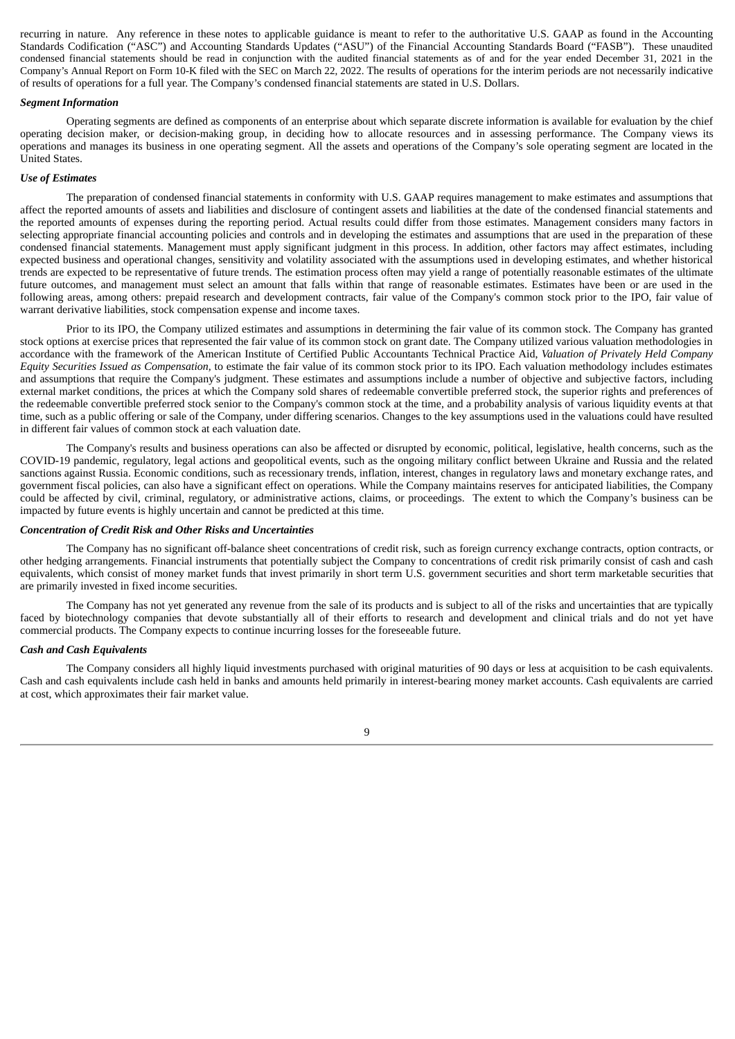recurring in nature. Any reference in these notes to applicable guidance is meant to refer to the authoritative U.S. GAAP as found in the Accounting Standards Codification ("ASC") and Accounting Standards Updates ("ASU") of the Financial Accounting Standards Board ("FASB"). These unaudited condensed financial statements should be read in conjunction with the audited financial statements as of and for the year ended December 31, 2021 in the Company's Annual Report on Form 10-K filed with the SEC on March 22, 2022. The results of operations for the interim periods are not necessarily indicative of results of operations for a full year. The Company's condensed financial statements are stated in U.S. Dollars.

***Segment Information***

Operating segments are defined as components of an enterprise about which separate discrete information is available for evaluation by the chief operating decision maker, or decision-making group, in deciding how to allocate resources and in assessing performance. The Company views its operations and manages its business in one operating segment. All the assets and operations of the Company's sole operating segment are located in the United States.

***Use of Estimates***

The preparation of condensed financial statements in conformity with U.S. GAAP requires management to make estimates and assumptions that affect the reported amounts of assets and liabilities and disclosure of contingent assets and liabilities at the date of the condensed financial statements and the reported amounts of expenses during the reporting period. Actual results could differ from those estimates. Management considers many factors in selecting appropriate financial accounting policies and controls and in developing the estimates and assumptions that are used in the preparation of these condensed financial statements. Management must apply significant judgment in this process. In addition, other factors may affect estimates, including expected business and operational changes, sensitivity and volatility associated with the assumptions used in developing estimates, and whether historical trends are expected to be representative of future trends. The estimation process often may yield a range of potentially reasonable estimates of the ultimate future outcomes, and management must select an amount that falls within that range of reasonable estimates. Estimates have been or are used in the following areas, among others: prepaid research and development contracts, fair value of the Company's common stock prior to the IPO, fair value of warrant derivative liabilities, stock compensation expense and income taxes.

Prior to its IPO, the Company utilized estimates and assumptions in determining the fair value of its common stock. The Company has granted stock options at exercise prices that represented the fair value of its common stock on grant date. The Company utilized various valuation methodologies in accordance with the framework of the American Institute of Certified Public Accountants Technical Practice Aid, *Valuation of Privately Held Company Equity Securities Issued as Compensation*, to estimate the fair value of its common stock prior to its IPO. Each valuation methodology includes estimates and assumptions that require the Company's judgment. These estimates and assumptions include a number of objective and subjective factors, including external market conditions, the prices at which the Company sold shares of redeemable convertible preferred stock, the superior rights and preferences of the redeemable convertible preferred stock senior to the Company's common stock at the time, and a probability analysis of various liquidity events at that time, such as a public offering or sale of the Company, under differing scenarios. Changes to the key assumptions used in the valuations could have resulted in different fair values of common stock at each valuation date.

The Company's results and business operations can also be affected or disrupted by economic, political, legislative, health concerns, such as the COVID-19 pandemic, regulatory, legal actions and geopolitical events, such as the ongoing military conflict between Ukraine and Russia and the related sanctions against Russia. Economic conditions, such as recessionary trends, inflation, interest, changes in regulatory laws and monetary exchange rates, and government fiscal policies, can also have a significant effect on operations. While the Company maintains reserves for anticipated liabilities, the Company could be affected by civil, criminal, regulatory, or administrative actions, claims, or proceedings. The extent to which the Company's business can be impacted by future events is highly uncertain and cannot be predicted at this time.

***Concentration of Credit Risk and Other Risks and Uncertainties***

The Company has no significant off-balance sheet concentrations of credit risk, such as foreign currency exchange contracts, option contracts, or other hedging arrangements. Financial instruments that potentially subject the Company to concentrations of credit risk primarily consist of cash and cash equivalents, which consist of money market funds that invest primarily in short term U.S. government securities and short term marketable securities that are primarily invested in fixed income securities.

The Company has not yet generated any revenue from the sale of its products and is subject to all of the risks and uncertainties that are typically faced by biotechnology companies that devote substantially all of their efforts to research and development and clinical trials and do not yet have commercial products. The Company expects to continue incurring losses for the foreseeable future.

***Cash and Cash Equivalents***

The Company considers all highly liquid investments purchased with original maturities of 90 days or less at acquisition to be cash equivalents. Cash and cash equivalents include cash held in banks and amounts held primarily in interest-bearing money market accounts. Cash equivalents are carried at cost, which approximates their fair market value.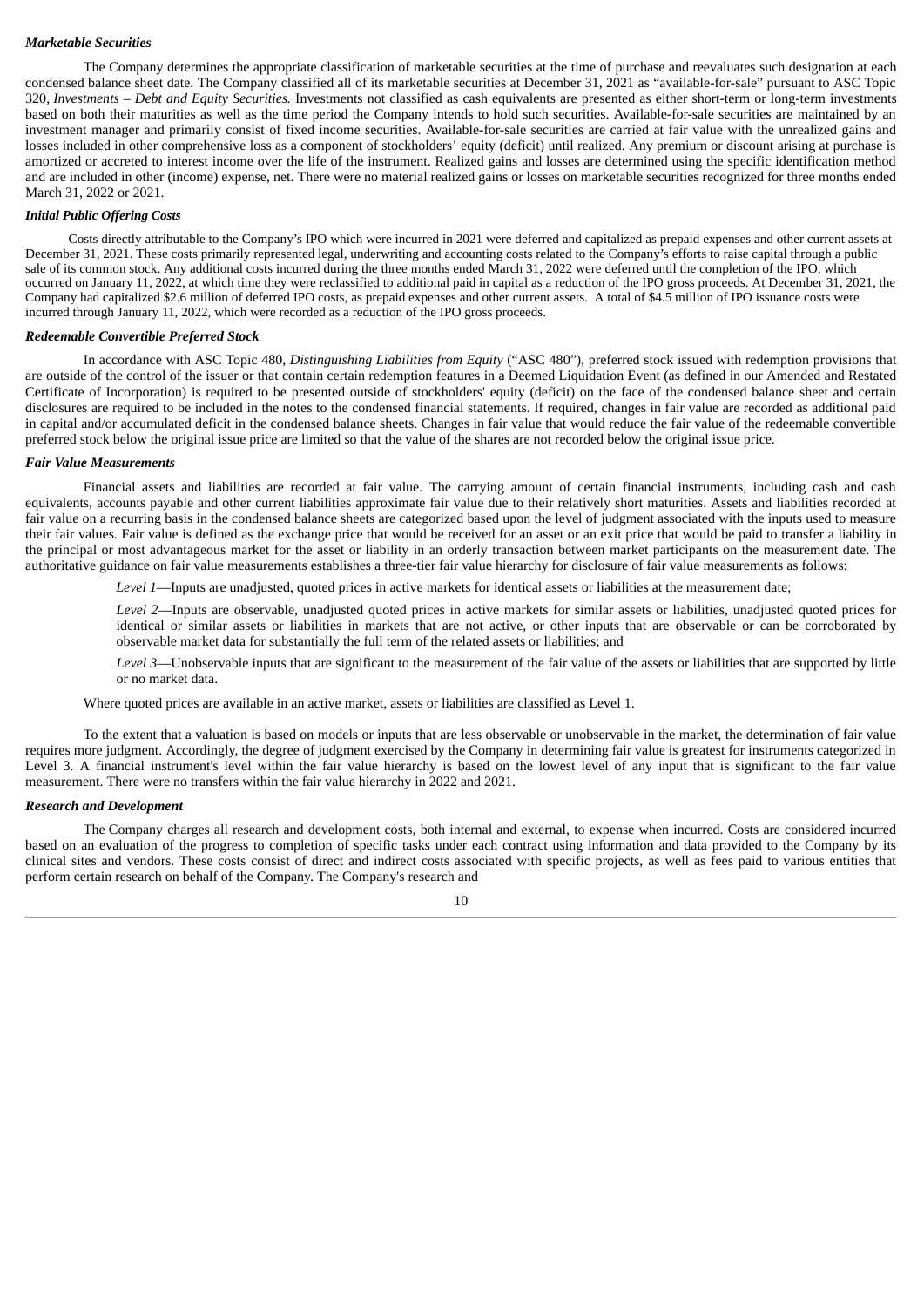***Marketable Securities***

The Company determines the appropriate classification of marketable securities at the time of purchase and reevaluates such designation at each condensed balance sheet date. The Company classified all of its marketable securities at December 31, 2021 as "available-for-sale" pursuant to ASC Topic 320, *Investments – Debt and Equity Securities.* Investments not classified as cash equivalents are presented as either short-term or long-term investments based on both their maturities as well as the time period the Company intends to hold such securities. Available-for-sale securities are maintained by an investment manager and primarily consist of fixed income securities. Available-for-sale securities are carried at fair value with the unrealized gains and losses included in other comprehensive loss as a component of stockholders' equity (deficit) until realized. Any premium or discount arising at purchase is amortized or accreted to interest income over the life of the instrument. Realized gains and losses are determined using the specific identification method and are included in other (income) expense, net. There were no material realized gains or losses on marketable securities recognized for three months ended March 31, 2022 or 2021.

***Initial Public Offering Costs***

Costs directly attributable to the Company's IPO which were incurred in 2021 were deferred and capitalized as prepaid expenses and other current assets at December 31, 2021. These costs primarily represented legal, underwriting and accounting costs related to the Company's efforts to raise capital through a public sale of its common stock. Any additional costs incurred during the three months ended March 31, 2022 were deferred until the completion of the IPO, which occurred on January 11, 2022, at which time they were reclassified to additional paid in capital as a reduction of the IPO gross proceeds. At December 31, 2021, the Company had capitalized $2.6 million of deferred IPO costs, as prepaid expenses and other current assets. A total of $4.5 million of IPO issuance costs were incurred through January 11, 2022, which were recorded as a reduction of the IPO gross proceeds.

***Redeemable Convertible Preferred Stock***

In accordance with ASC Topic 480, *Distinguishing Liabilities from Equity* ("ASC 480"), preferred stock issued with redemption provisions that are outside of the control of the issuer or that contain certain redemption features in a Deemed Liquidation Event (as defined in our Amended and Restated Certificate of Incorporation) is required to be presented outside of stockholders' equity (deficit) on the face of the condensed balance sheet and certain disclosures are required to be included in the notes to the condensed financial statements. If required, changes in fair value are recorded as additional paid in capital and/or accumulated deficit in the condensed balance sheets. Changes in fair value that would reduce the fair value of the redeemable convertible preferred stock below the original issue price are limited so that the value of the shares are not recorded below the original issue price.

***Fair Value Measurements***

Financial assets and liabilities are recorded at fair value. The carrying amount of certain financial instruments, including cash and cash equivalents, accounts payable and other current liabilities approximate fair value due to their relatively short maturities. Assets and liabilities recorded at fair value on a recurring basis in the condensed balance sheets are categorized based upon the level of judgment associated with the inputs used to measure their fair values. Fair value is defined as the exchange price that would be received for an asset or an exit price that would be paid to transfer a liability in the principal or most advantageous market for the asset or liability in an orderly transaction between market participants on the measurement date. The authoritative guidance on fair value measurements establishes a three-tier fair value hierarchy for disclosure of fair value measurements as follows:

*Level 1*—Inputs are unadjusted, quoted prices in active markets for identical assets or liabilities at the measurement date;

*Level 2*—Inputs are observable, unadjusted quoted prices in active markets for similar assets or liabilities, unadjusted quoted prices for identical or similar assets or liabilities in markets that are not active, or other inputs that are observable or can be corroborated by observable market data for substantially the full term of the related assets or liabilities; and

*Level 3*—Unobservable inputs that are significant to the measurement of the fair value of the assets or liabilities that are supported by little or no market data.

Where quoted prices are available in an active market, assets or liabilities are classified as Level 1.

To the extent that a valuation is based on models or inputs that are less observable or unobservable in the market, the determination of fair value requires more judgment. Accordingly, the degree of judgment exercised by the Company in determining fair value is greatest for instruments categorized in Level 3. A financial instrument's level within the fair value hierarchy is based on the lowest level of any input that is significant to the fair value measurement. There were no transfers within the fair value hierarchy in 2022 and 2021.

***Research and Development***

The Company charges all research and development costs, both internal and external, to expense when incurred. Costs are considered incurred based on an evaluation of the progress to completion of specific tasks under each contract using information and data provided to the Company by its clinical sites and vendors. These costs consist of direct and indirect costs associated with specific projects, as well as fees paid to various entities that perform certain research on behalf of the Company. The Company's research and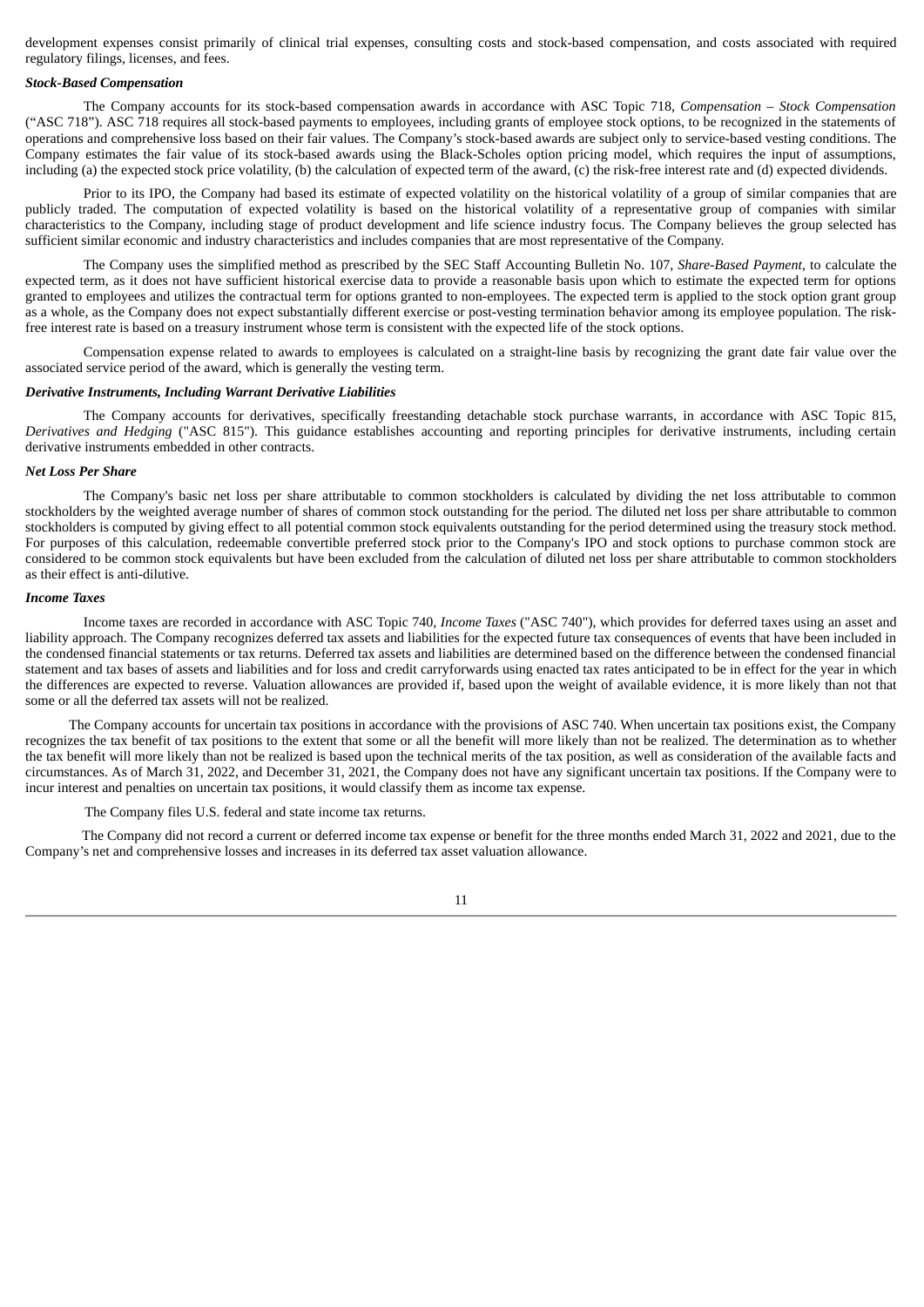development expenses consist primarily of clinical trial expenses, consulting costs and stock-based compensation, and costs associated with required regulatory filings, licenses, and fees.

***Stock-Based Compensation***

The Company accounts for its stock-based compensation awards in accordance with ASC Topic 718, *Compensation – Stock Compensation* ("ASC 718"). ASC 718 requires all stock-based payments to employees, including grants of employee stock options, to be recognized in the statements of operations and comprehensive loss based on their fair values. The Company's stock-based awards are subject only to service-based vesting conditions. The Company estimates the fair value of its stock-based awards using the Black-Scholes option pricing model, which requires the input of assumptions, including (a) the expected stock price volatility, (b) the calculation of expected term of the award, (c) the risk-free interest rate and (d) expected dividends.

Prior to its IPO, the Company had based its estimate of expected volatility on the historical volatility of a group of similar companies that are publicly traded. The computation of expected volatility is based on the historical volatility of a representative group of companies with similar characteristics to the Company, including stage of product development and life science industry focus. The Company believes the group selected has sufficient similar economic and industry characteristics and includes companies that are most representative of the Company.

The Company uses the simplified method as prescribed by the SEC Staff Accounting Bulletin No. 107, *Share-Based Payment*, to calculate the expected term, as it does not have sufficient historical exercise data to provide a reasonable basis upon which to estimate the expected term for options granted to employees and utilizes the contractual term for options granted to non-employees. The expected term is applied to the stock option grant group as a whole, as the Company does not expect substantially different exercise or post-vesting termination behavior among its employee population. The risk-free interest rate is based on a treasury instrument whose term is consistent with the expected life of the stock options.

Compensation expense related to awards to employees is calculated on a straight-line basis by recognizing the grant date fair value over the associated service period of the award, which is generally the vesting term.

***Derivative Instruments, Including Warrant Derivative Liabilities***

The Company accounts for derivatives, specifically freestanding detachable stock purchase warrants, in accordance with ASC Topic 815, *Derivatives and Hedging* ("ASC 815"). This guidance establishes accounting and reporting principles for derivative instruments, including certain derivative instruments embedded in other contracts.

***Net Loss Per Share***

The Company's basic net loss per share attributable to common stockholders is calculated by dividing the net loss attributable to common stockholders by the weighted average number of shares of common stock outstanding for the period. The diluted net loss per share attributable to common stockholders is computed by giving effect to all potential common stock equivalents outstanding for the period determined using the treasury stock method. For purposes of this calculation, redeemable convertible preferred stock prior to the Company's IPO and stock options to purchase common stock are considered to be common stock equivalents but have been excluded from the calculation of diluted net loss per share attributable to common stockholders as their effect is anti-dilutive.

***Income Taxes***

Income taxes are recorded in accordance with ASC Topic 740, *Income Taxes* ("ASC 740"), which provides for deferred taxes using an asset and liability approach. The Company recognizes deferred tax assets and liabilities for the expected future tax consequences of events that have been included in the condensed financial statements or tax returns. Deferred tax assets and liabilities are determined based on the difference between the condensed financial statement and tax bases of assets and liabilities and for loss and credit carryforwards using enacted tax rates anticipated to be in effect for the year in which the differences are expected to reverse. Valuation allowances are provided if, based upon the weight of available evidence, it is more likely than not that some or all the deferred tax assets will not be realized.

The Company accounts for uncertain tax positions in accordance with the provisions of ASC 740. When uncertain tax positions exist, the Company recognizes the tax benefit of tax positions to the extent that some or all the benefit will more likely than not be realized. The determination as to whether the tax benefit will more likely than not be realized is based upon the technical merits of the tax position, as well as consideration of the available facts and circumstances. As of March 31, 2022, and December 31, 2021, the Company does not have any significant uncertain tax positions. If the Company were to incur interest and penalties on uncertain tax positions, it would classify them as income tax expense.

The Company files U.S. federal and state income tax returns.

The Company did not record a current or deferred income tax expense or benefit for the three months ended March 31, 2022 and 2021, due to the Company's net and comprehensive losses and increases in its deferred tax asset valuation allowance.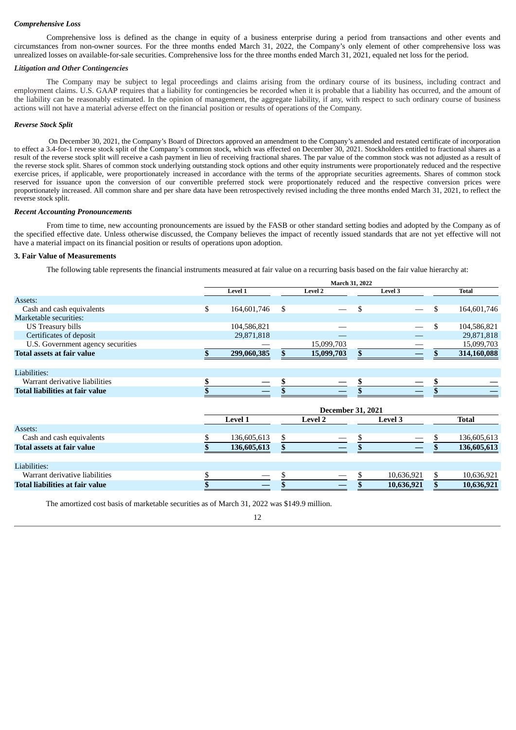***Comprehensive Loss***

Comprehensive loss is defined as the change in equity of a business enterprise during a period from transactions and other events and circumstances from non-owner sources. For the three months ended March 31, 2022, the Company's only element of other comprehensive loss was unrealized losses on available-for-sale securities. Comprehensive loss for the three months ended March 31, 2021, equaled net loss for the period.

***Litigation and Other Contingencies***

The Company may be subject to legal proceedings and claims arising from the ordinary course of its business, including contract and employment claims. U.S. GAAP requires that a liability for contingencies be recorded when it is probable that a liability has occurred, and the amount of the liability can be reasonably estimated. In the opinion of management, the aggregate liability, if any, with respect to such ordinary course of business actions will not have a material adverse effect on the financial position or results of operations of the Company.

***Reverse Stock Split***

On December 30, 2021, the Company's Board of Directors approved an amendment to the Company's amended and restated certificate of incorporation to effect a 3.4-for-1 reverse stock split of the Company's common stock, which was effected on December 30, 2021. Stockholders entitled to fractional shares as a result of the reverse stock split will receive a cash payment in lieu of receiving fractional shares. The par value of the common stock was not adjusted as a result of the reverse stock split. Shares of common stock underlying outstanding stock options and other equity instruments were proportionately reduced and the respective exercise prices, if applicable, were proportionately increased in accordance with the terms of the appropriate securities agreements. Shares of common stock reserved for issuance upon the conversion of our convertible preferred stock were proportionately reduced and the respective conversion prices were proportionately increased. All common share and per share data have been retrospectively revised including the three months ended March 31, 2021, to reflect the reverse stock split.

***Recent Accounting Pronouncements***

From time to time, new accounting pronouncements are issued by the FASB or other standard setting bodies and adopted by the Company as of the specified effective date. Unless otherwise discussed, the Company believes the impact of recently issued standards that are not yet effective will not have a material impact on its financial position or results of operations upon adoption.

**3. Fair Value of Measurements**

The following table represents the financial instruments measured at fair value on a recurring basis based on the fair value hierarchy at:

| | March 31, 2022 | | | |
|---|---|---|---|---|
| | Level 1 | Level 2 | Level 3 | Total |
| Assets: | | | | |
| Cash and cash equivalents | $ 164,601,746 | $ — | $ — | $ 164,601,746 |
| Marketable securities: | | | | |
| US Treasury bills | 104,586,821 | — | — | $ 104,586,821 |
| Certificates of deposit | 29,871,818 | — | — | 29,871,818 |
| U.S. Government agency securities | — | 15,099,703 | — | 15,099,703 |
| **Total assets at fair value** | **$ 299,060,385** | **$ 15,099,703** | **$ —** | **$ 314,160,088** |
| | | | | |
| Liabilities: | | | | |
| Warrant derivative liabilities | $ — | $ — | $ — | $ — |
| **Total liabilities at fair value** | **$ —** | **$ —** | **$ —** | **$ —** |

| | December 31, 2021 | | | |
|---|---|---|---|---|
| | Level 1 | Level 2 | Level 3 | Total |
| Assets: | | | | |
| Cash and cash equivalents | $ 136,605,613 | $ — | $ — | $ 136,605,613 |
| **Total assets at fair value** | **$ 136,605,613** | **$ —** | **$ —** | **$ 136,605,613** |
| | | | | |
| Liabilities: | | | | |
| Warrant derivative liabilities | $ — | $ — | $ 10,636,921 | $ 10,636,921 |
| **Total liabilities at fair value** | **$ —** | **$ —** | **$ 10,636,921** | **$ 10,636,921** |

The amortized cost basis of marketable securities as of March 31, 2022 was $149.9 million.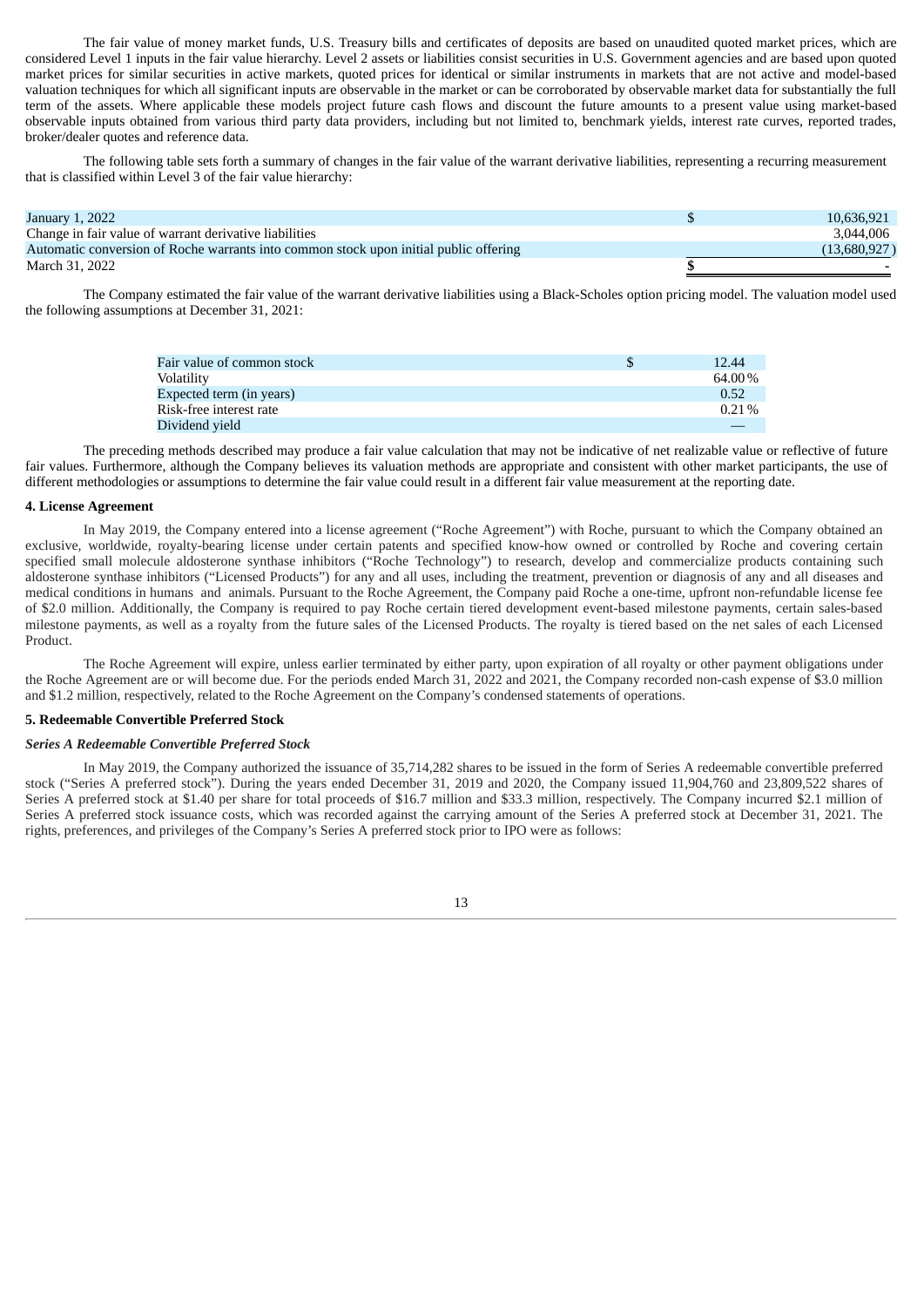The fair value of money market funds, U.S. Treasury bills and certificates of deposits are based on unaudited quoted market prices, which are considered Level 1 inputs in the fair value hierarchy. Level 2 assets or liabilities consist securities in U.S. Government agencies and are based upon quoted market prices for similar securities in active markets, quoted prices for identical or similar instruments in markets that are not active and model-based valuation techniques for which all significant inputs are observable in the market or can be corroborated by observable market data for substantially the full term of the assets. Where applicable these models project future cash flows and discount the future amounts to a present value using market-based observable inputs obtained from various third party data providers, including but not limited to, benchmark yields, interest rate curves, reported trades, broker/dealer quotes and reference data.

The following table sets forth a summary of changes in the fair value of the warrant derivative liabilities, representing a recurring measurement that is classified within Level 3 of the fair value hierarchy:

| | | |
|---|---|---|
| January 1, 2022 | $ | 10,636,921 |
| Change in fair value of warrant derivative liabilities | | 3,044,006 |
| Automatic conversion of Roche warrants into common stock upon initial public offering | | (13,680,927) |
| March 31, 2022 | $ | - |

The Company estimated the fair value of the warrant derivative liabilities using a Black-Scholes option pricing model. The valuation model used the following assumptions at December 31, 2021:

| | | |
|---|---|---|
| Fair value of common stock | $ | 12.44 |
| Volatility | | 64.00% |
| Expected term (in years) | | 0.52 |
| Risk-free interest rate | | 0.21% |
| Dividend yield | | — |

The preceding methods described may produce a fair value calculation that may not be indicative of net realizable value or reflective of future fair values. Furthermore, although the Company believes its valuation methods are appropriate and consistent with other market participants, the use of different methodologies or assumptions to determine the fair value could result in a different fair value measurement at the reporting date.

**4. License Agreement**

In May 2019, the Company entered into a license agreement ("Roche Agreement") with Roche, pursuant to which the Company obtained an exclusive, worldwide, royalty-bearing license under certain patents and specified know-how owned or controlled by Roche and covering certain specified small molecule aldosterone synthase inhibitors ("Roche Technology") to research, develop and commercialize products containing such aldosterone synthase inhibitors ("Licensed Products") for any and all uses, including the treatment, prevention or diagnosis of any and all diseases and medical conditions in humans and animals. Pursuant to the Roche Agreement, the Company paid Roche a one-time, upfront non-refundable license fee of $2.0 million. Additionally, the Company is required to pay Roche certain tiered development event-based milestone payments, certain sales-based milestone payments, as well as a royalty from the future sales of the Licensed Products. The royalty is tiered based on the net sales of each Licensed Product.

The Roche Agreement will expire, unless earlier terminated by either party, upon expiration of all royalty or other payment obligations under the Roche Agreement are or will become due. For the periods ended March 31, 2022 and 2021, the Company recorded non-cash expense of $3.0 million and $1.2 million, respectively, related to the Roche Agreement on the Company's condensed statements of operations.

**5. Redeemable Convertible Preferred Stock**

***Series A Redeemable Convertible Preferred Stock***

In May 2019, the Company authorized the issuance of 35,714,282 shares to be issued in the form of Series A redeemable convertible preferred stock ("Series A preferred stock"). During the years ended December 31, 2019 and 2020, the Company issued 11,904,760 and 23,809,522 shares of Series A preferred stock at $1.40 per share for total proceeds of $16.7 million and $33.3 million, respectively. The Company incurred $2.1 million of Series A preferred stock issuance costs, which was recorded against the carrying amount of the Series A preferred stock at December 31, 2021. The rights, preferences, and privileges of the Company's Series A preferred stock prior to IPO were as follows: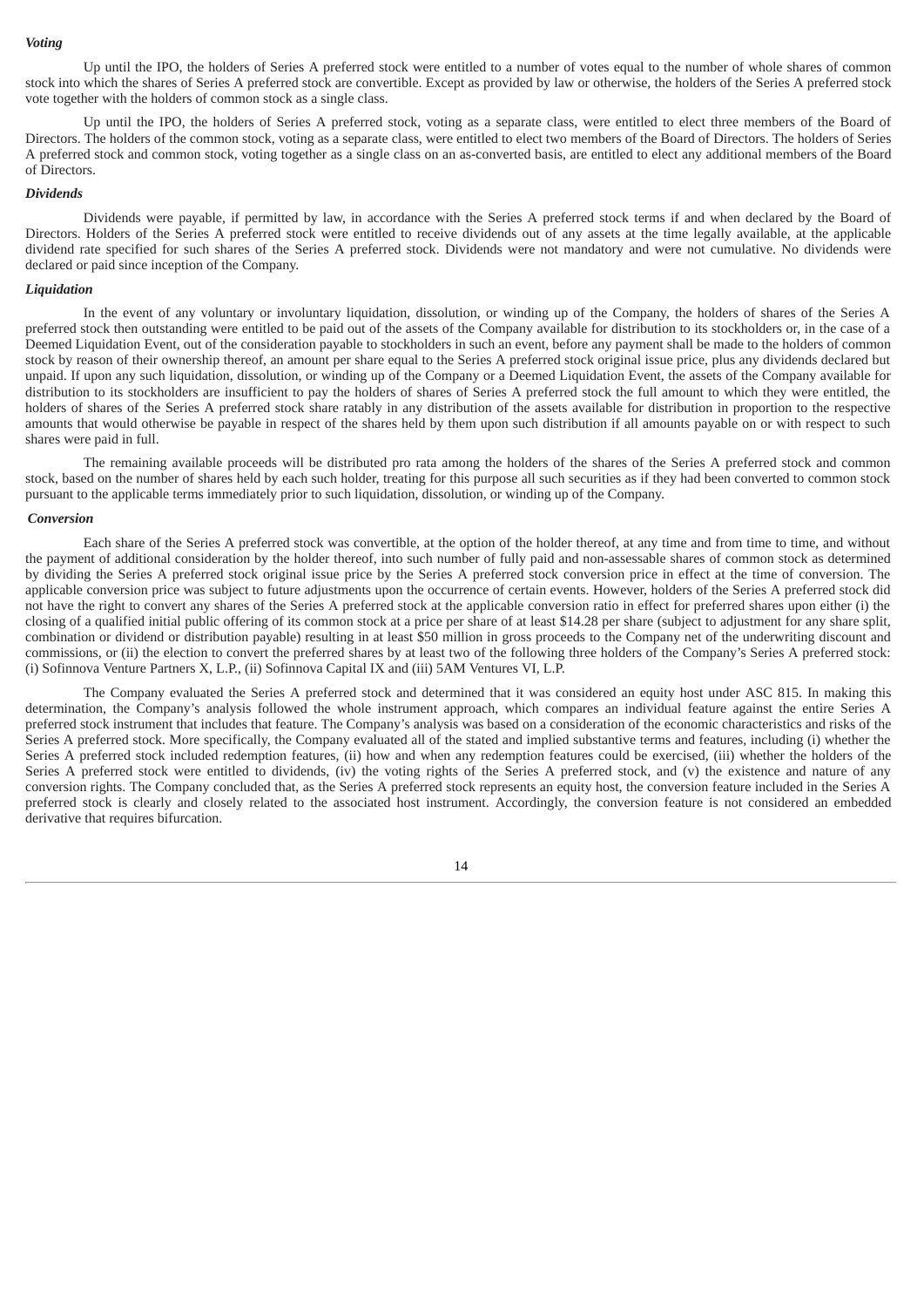***Voting***

Up until the IPO, the holders of Series A preferred stock were entitled to a number of votes equal to the number of whole shares of common stock into which the shares of Series A preferred stock are convertible. Except as provided by law or otherwise, the holders of the Series A preferred stock vote together with the holders of common stock as a single class.

Up until the IPO, the holders of Series A preferred stock, voting as a separate class, were entitled to elect three members of the Board of Directors. The holders of the common stock, voting as a separate class, were entitled to elect two members of the Board of Directors. The holders of Series A preferred stock and common stock, voting together as a single class on an as-converted basis, are entitled to elect any additional members of the Board of Directors.

***Dividends***

Dividends were payable, if permitted by law, in accordance with the Series A preferred stock terms if and when declared by the Board of Directors. Holders of the Series A preferred stock were entitled to receive dividends out of any assets at the time legally available, at the applicable dividend rate specified for such shares of the Series A preferred stock. Dividends were not mandatory and were not cumulative. No dividends were declared or paid since inception of the Company.

***Liquidation***

In the event of any voluntary or involuntary liquidation, dissolution, or winding up of the Company, the holders of shares of the Series A preferred stock then outstanding were entitled to be paid out of the assets of the Company available for distribution to its stockholders or, in the case of a Deemed Liquidation Event, out of the consideration payable to stockholders in such an event, before any payment shall be made to the holders of common stock by reason of their ownership thereof, an amount per share equal to the Series A preferred stock original issue price, plus any dividends declared but unpaid. If upon any such liquidation, dissolution, or winding up of the Company or a Deemed Liquidation Event, the assets of the Company available for distribution to its stockholders are insufficient to pay the holders of shares of Series A preferred stock the full amount to which they were entitled, the holders of shares of the Series A preferred stock share ratably in any distribution of the assets available for distribution in proportion to the respective amounts that would otherwise be payable in respect of the shares held by them upon such distribution if all amounts payable on or with respect to such shares were paid in full.

The remaining available proceeds will be distributed pro rata among the holders of the shares of the Series A preferred stock and common stock, based on the number of shares held by each such holder, treating for this purpose all such securities as if they had been converted to common stock pursuant to the applicable terms immediately prior to such liquidation, dissolution, or winding up of the Company.

***Conversion***

Each share of the Series A preferred stock was convertible, at the option of the holder thereof, at any time and from time to time, and without the payment of additional consideration by the holder thereof, into such number of fully paid and non-assessable shares of common stock as determined by dividing the Series A preferred stock original issue price by the Series A preferred stock conversion price in effect at the time of conversion. The applicable conversion price was subject to future adjustments upon the occurrence of certain events. However, holders of the Series A preferred stock did not have the right to convert any shares of the Series A preferred stock at the applicable conversion ratio in effect for preferred shares upon either (i) the closing of a qualified initial public offering of its common stock at a price per share of at least $14.28 per share (subject to adjustment for any share split, combination or dividend or distribution payable) resulting in at least $50 million in gross proceeds to the Company net of the underwriting discount and commissions, or (ii) the election to convert the preferred shares by at least two of the following three holders of the Company's Series A preferred stock: (i) Sofinnova Venture Partners X, L.P., (ii) Sofinnova Capital IX and (iii) 5AM Ventures VI, L.P.

The Company evaluated the Series A preferred stock and determined that it was considered an equity host under ASC 815. In making this determination, the Company's analysis followed the whole instrument approach, which compares an individual feature against the entire Series A preferred stock instrument that includes that feature. The Company's analysis was based on a consideration of the economic characteristics and risks of the Series A preferred stock. More specifically, the Company evaluated all of the stated and implied substantive terms and features, including (i) whether the Series A preferred stock included redemption features, (ii) how and when any redemption features could be exercised, (iii) whether the holders of the Series A preferred stock were entitled to dividends, (iv) the voting rights of the Series A preferred stock, and (v) the existence and nature of any conversion rights. The Company concluded that, as the Series A preferred stock represents an equity host, the conversion feature included in the Series A preferred stock is clearly and closely related to the associated host instrument. Accordingly, the conversion feature is not considered an embedded derivative that requires bifurcation.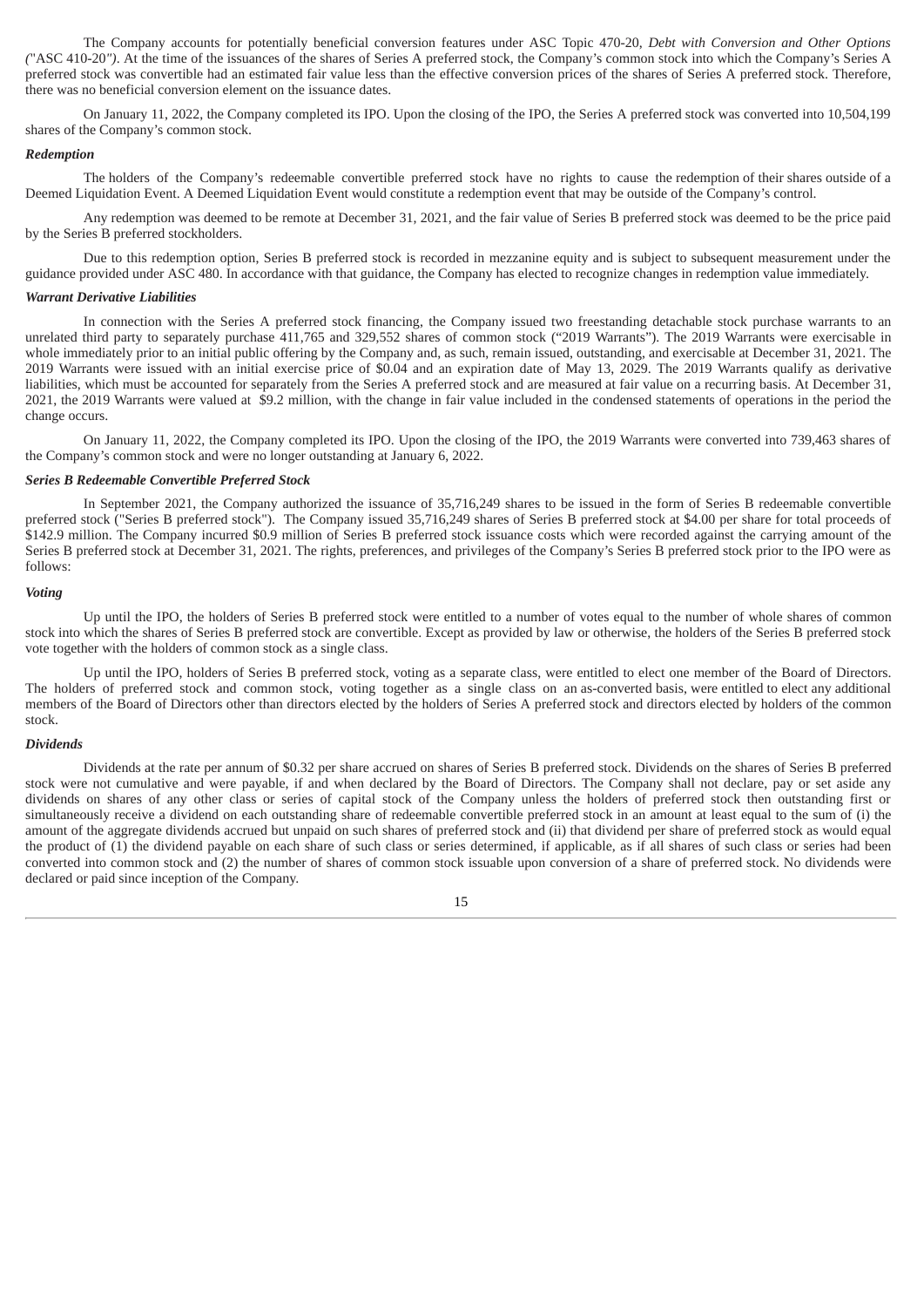The Company accounts for potentially beneficial conversion features under ASC Topic 470-20, *Debt with Conversion and Other Options ("ASC 410-20")*. At the time of the issuances of the shares of Series A preferred stock, the Company's common stock into which the Company's Series A preferred stock was convertible had an estimated fair value less than the effective conversion prices of the shares of Series A preferred stock. Therefore, there was no beneficial conversion element on the issuance dates.

On January 11, 2022, the Company completed its IPO. Upon the closing of the IPO, the Series A preferred stock was converted into 10,504,199 shares of the Company's common stock.

***Redemption***

The holders of the Company's redeemable convertible preferred stock have no rights to cause the redemption of their shares outside of a Deemed Liquidation Event. A Deemed Liquidation Event would constitute a redemption event that may be outside of the Company's control.

Any redemption was deemed to be remote at December 31, 2021, and the fair value of Series B preferred stock was deemed to be the price paid by the Series B preferred stockholders.

Due to this redemption option, Series B preferred stock is recorded in mezzanine equity and is subject to subsequent measurement under the guidance provided under ASC 480. In accordance with that guidance, the Company has elected to recognize changes in redemption value immediately.

***Warrant Derivative Liabilities***

In connection with the Series A preferred stock financing, the Company issued two freestanding detachable stock purchase warrants to an unrelated third party to separately purchase 411,765 and 329,552 shares of common stock ("2019 Warrants"). The 2019 Warrants were exercisable in whole immediately prior to an initial public offering by the Company and, as such, remain issued, outstanding, and exercisable at December 31, 2021. The 2019 Warrants were issued with an initial exercise price of $0.04 and an expiration date of May 13, 2029. The 2019 Warrants qualify as derivative liabilities, which must be accounted for separately from the Series A preferred stock and are measured at fair value on a recurring basis. At December 31, 2021, the 2019 Warrants were valued at $9.2 million, with the change in fair value included in the condensed statements of operations in the period the change occurs.

On January 11, 2022, the Company completed its IPO. Upon the closing of the IPO, the 2019 Warrants were converted into 739,463 shares of the Company's common stock and were no longer outstanding at January 6, 2022.

***Series B Redeemable Convertible Preferred Stock***

In September 2021, the Company authorized the issuance of 35,716,249 shares to be issued in the form of Series B redeemable convertible preferred stock ("Series B preferred stock"). The Company issued 35,716,249 shares of Series B preferred stock at $4.00 per share for total proceeds of $142.9 million. The Company incurred $0.9 million of Series B preferred stock issuance costs which were recorded against the carrying amount of the Series B preferred stock at December 31, 2021. The rights, preferences, and privileges of the Company's Series B preferred stock prior to the IPO were as follows:

***Voting***

Up until the IPO, the holders of Series B preferred stock were entitled to a number of votes equal to the number of whole shares of common stock into which the shares of Series B preferred stock are convertible. Except as provided by law or otherwise, the holders of the Series B preferred stock vote together with the holders of common stock as a single class.

Up until the IPO, holders of Series B preferred stock, voting as a separate class, were entitled to elect one member of the Board of Directors. The holders of preferred stock and common stock, voting together as a single class on an as-converted basis, were entitled to elect any additional members of the Board of Directors other than directors elected by the holders of Series A preferred stock and directors elected by holders of the common stock.

***Dividends***

Dividends at the rate per annum of $0.32 per share accrued on shares of Series B preferred stock. Dividends on the shares of Series B preferred stock were not cumulative and were payable, if and when declared by the Board of Directors. The Company shall not declare, pay or set aside any dividends on shares of any other class or series of capital stock of the Company unless the holders of preferred stock then outstanding first or simultaneously receive a dividend on each outstanding share of redeemable convertible preferred stock in an amount at least equal to the sum of (i) the amount of the aggregate dividends accrued but unpaid on such shares of preferred stock and (ii) that dividend per share of preferred stock as would equal the product of (1) the dividend payable on each share of such class or series determined, if applicable, as if all shares of such class or series had been converted into common stock and (2) the number of shares of common stock issuable upon conversion of a share of preferred stock. No dividends were declared or paid since inception of the Company.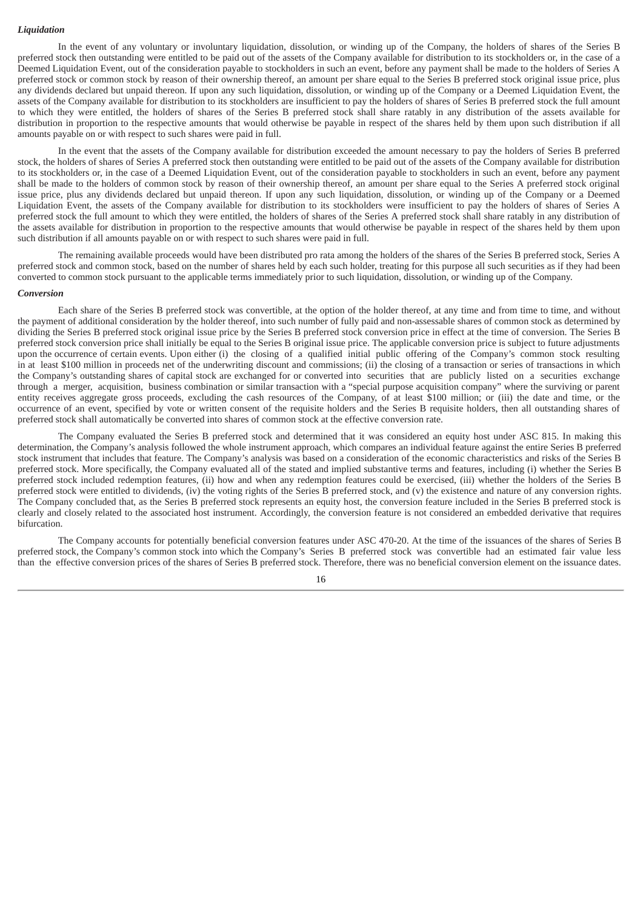### *Liquidation*

In the event of any voluntary or involuntary liquidation, dissolution, or winding up of the Company, the holders of shares of the Series B preferred stock then outstanding were entitled to be paid out of the assets of the Company available for distribution to its stockholders or, in the case of a Deemed Liquidation Event, out of the consideration payable to stockholders in such an event, before any payment shall be made to the holders of Series A preferred stock or common stock by reason of their ownership thereof, an amount per share equal to the Series B preferred stock original issue price, plus any dividends declared but unpaid thereon. If upon any such liquidation, dissolution, or winding up of the Company or a Deemed Liquidation Event, the assets of the Company available for distribution to its stockholders are insufficient to pay the holders of shares of Series B preferred stock the full amount to which they were entitled, the holders of shares of the Series B preferred stock shall share ratably in any distribution of the assets available for distribution in proportion to the respective amounts that would otherwise be payable in respect of the shares held by them upon such distribution if all amounts payable on or with respect to such shares were paid in full.

In the event that the assets of the Company available for distribution exceeded the amount necessary to pay the holders of Series B preferred stock, the holders of shares of Series A preferred stock then outstanding were entitled to be paid out of the assets of the Company available for distribution to its stockholders or, in the case of a Deemed Liquidation Event, out of the consideration payable to stockholders in such an event, before any payment shall be made to the holders of common stock by reason of their ownership thereof, an amount per share equal to the Series A preferred stock original issue price, plus any dividends declared but unpaid thereon. If upon any such liquidation, dissolution, or winding up of the Company or a Deemed Liquidation Event, the assets of the Company available for distribution to its stockholders were insufficient to pay the holders of shares of Series A preferred stock the full amount to which they were entitled, the holders of shares of the Series A preferred stock shall share ratably in any distribution of the assets available for distribution in proportion to the respective amounts that would otherwise be payable in respect of the shares held by them upon such distribution if all amounts payable on or with respect to such shares were paid in full.

The remaining available proceeds would have been distributed pro rata among the holders of the shares of the Series B preferred stock, Series A preferred stock and common stock, based on the number of shares held by each such holder, treating for this purpose all such securities as if they had been converted to common stock pursuant to the applicable terms immediately prior to such liquidation, dissolution, or winding up of the Company.

### *Conversion*

Each share of the Series B preferred stock was convertible, at the option of the holder thereof, at any time and from time to time, and without the payment of additional consideration by the holder thereof, into such number of fully paid and non-assessable shares of common stock as determined by dividing the Series B preferred stock original issue price by the Series B preferred stock conversion price in effect at the time of conversion. The Series B preferred stock conversion price shall initially be equal to the Series B original issue price. The applicable conversion price is subject to future adjustments upon the occurrence of certain events. Upon either (i) the closing of a qualified initial public offering of the Company's common stock resulting in at least $100 million in proceeds net of the underwriting discount and commissions; (ii) the closing of a transaction or series of transactions in which the Company's outstanding shares of capital stock are exchanged for or converted into securities that are publicly listed on a securities exchange through a merger, acquisition, business combination or similar transaction with a "special purpose acquisition company" where the surviving or parent entity receives aggregate gross proceeds, excluding the cash resources of the Company, of at least $100 million; or (iii) the date and time, or the occurrence of an event, specified by vote or written consent of the requisite holders and the Series B requisite holders, then all outstanding shares of preferred stock shall automatically be converted into shares of common stock at the effective conversion rate.

The Company evaluated the Series B preferred stock and determined that it was considered an equity host under ASC 815. In making this determination, the Company's analysis followed the whole instrument approach, which compares an individual feature against the entire Series B preferred stock instrument that includes that feature. The Company's analysis was based on a consideration of the economic characteristics and risks of the Series B preferred stock. More specifically, the Company evaluated all of the stated and implied substantive terms and features, including (i) whether the Series B preferred stock included redemption features, (ii) how and when any redemption features could be exercised, (iii) whether the holders of the Series B preferred stock were entitled to dividends, (iv) the voting rights of the Series B preferred stock, and (v) the existence and nature of any conversion rights. The Company concluded that, as the Series B preferred stock represents an equity host, the conversion feature included in the Series B preferred stock is clearly and closely related to the associated host instrument. Accordingly, the conversion feature is not considered an embedded derivative that requires bifurcation.

The Company accounts for potentially beneficial conversion features under ASC 470-20. At the time of the issuances of the shares of Series B preferred stock, the Company's common stock into which the Company's Series B preferred stock was convertible had an estimated fair value less than the effective conversion prices of the shares of Series B preferred stock. Therefore, there was no beneficial conversion element on the issuance dates.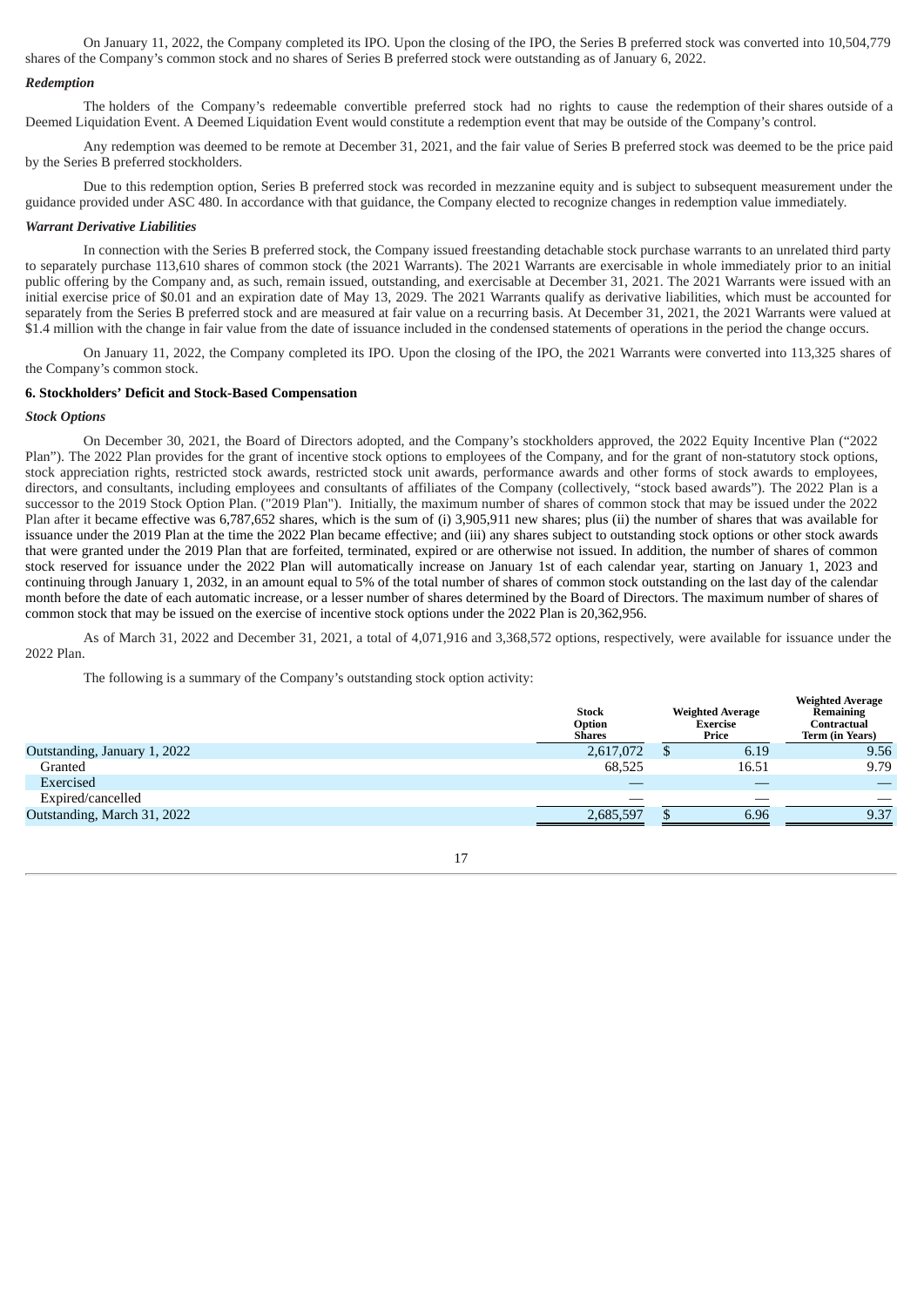On January 11, 2022, the Company completed its IPO. Upon the closing of the IPO, the Series B preferred stock was converted into 10,504,779 shares of the Company's common stock and no shares of Series B preferred stock were outstanding as of January 6, 2022.

***Redemption***

The holders of the Company's redeemable convertible preferred stock had no rights to cause the redemption of their shares outside of a Deemed Liquidation Event. A Deemed Liquidation Event would constitute a redemption event that may be outside of the Company's control.

Any redemption was deemed to be remote at December 31, 2021, and the fair value of Series B preferred stock was deemed to be the price paid by the Series B preferred stockholders.

Due to this redemption option, Series B preferred stock was recorded in mezzanine equity and is subject to subsequent measurement under the guidance provided under ASC 480. In accordance with that guidance, the Company elected to recognize changes in redemption value immediately.

***Warrant Derivative Liabilities***

In connection with the Series B preferred stock, the Company issued freestanding detachable stock purchase warrants to an unrelated third party to separately purchase 113,610 shares of common stock (the 2021 Warrants). The 2021 Warrants are exercisable in whole immediately prior to an initial public offering by the Company and, as such, remain issued, outstanding, and exercisable at December 31, 2021. The 2021 Warrants were issued with an initial exercise price of $0.01 and an expiration date of May 13, 2029. The 2021 Warrants qualify as derivative liabilities, which must be accounted for separately from the Series B preferred stock and are measured at fair value on a recurring basis. At December 31, 2021, the 2021 Warrants were valued at $1.4 million with the change in fair value from the date of issuance included in the condensed statements of operations in the period the change occurs.

On January 11, 2022, the Company completed its IPO. Upon the closing of the IPO, the 2021 Warrants were converted into 113,325 shares of the Company's common stock.

**6. Stockholders' Deficit and Stock-Based Compensation**

***Stock Options***

On December 30, 2021, the Board of Directors adopted, and the Company's stockholders approved, the 2022 Equity Incentive Plan ("2022 Plan"). The 2022 Plan provides for the grant of incentive stock options to employees of the Company, and for the grant of non-statutory stock options, stock appreciation rights, restricted stock awards, restricted stock unit awards, performance awards and other forms of stock awards to employees, directors, and consultants, including employees and consultants of affiliates of the Company (collectively, "stock based awards"). The 2022 Plan is a successor to the 2019 Stock Option Plan. ("2019 Plan"). Initially, the maximum number of shares of common stock that may be issued under the 2022 Plan after it became effective was 6,787,652 shares, which is the sum of (i) 3,905,911 new shares; plus (ii) the number of shares that was available for issuance under the 2019 Plan at the time the 2022 Plan became effective; and (iii) any shares subject to outstanding stock options or other stock awards that were granted under the 2019 Plan that are forfeited, terminated, expired or are otherwise not issued. In addition, the number of shares of common stock reserved for issuance under the 2022 Plan will automatically increase on January 1st of each calendar year, starting on January 1, 2023 and continuing through January 1, 2032, in an amount equal to 5% of the total number of shares of common stock outstanding on the last day of the calendar month before the date of each automatic increase, or a lesser number of shares determined by the Board of Directors. The maximum number of shares of common stock that may be issued on the exercise of incentive stock options under the 2022 Plan is 20,362,956.

As of March 31, 2022 and December 31, 2021, a total of 4,071,916 and 3,368,572 options, respectively, were available for issuance under the 2022 Plan.

The following is a summary of the Company's outstanding stock option activity:

| | Stock Option Shares | Weighted Average Exercise Price | Weighted Average Remaining Contractual Term (in Years) |
|---|---|---|---|
| Outstanding, January 1, 2022 | 2,617,072 | $ 6.19 | 9.56 |
| Granted | 68,525 | 16.51 | 9.79 |
| Exercised | — | — | — |
| Expired/cancelled | — | — | — |
| Outstanding, March 31, 2022 | 2,685,597 | $ 6.96 | 9.37 |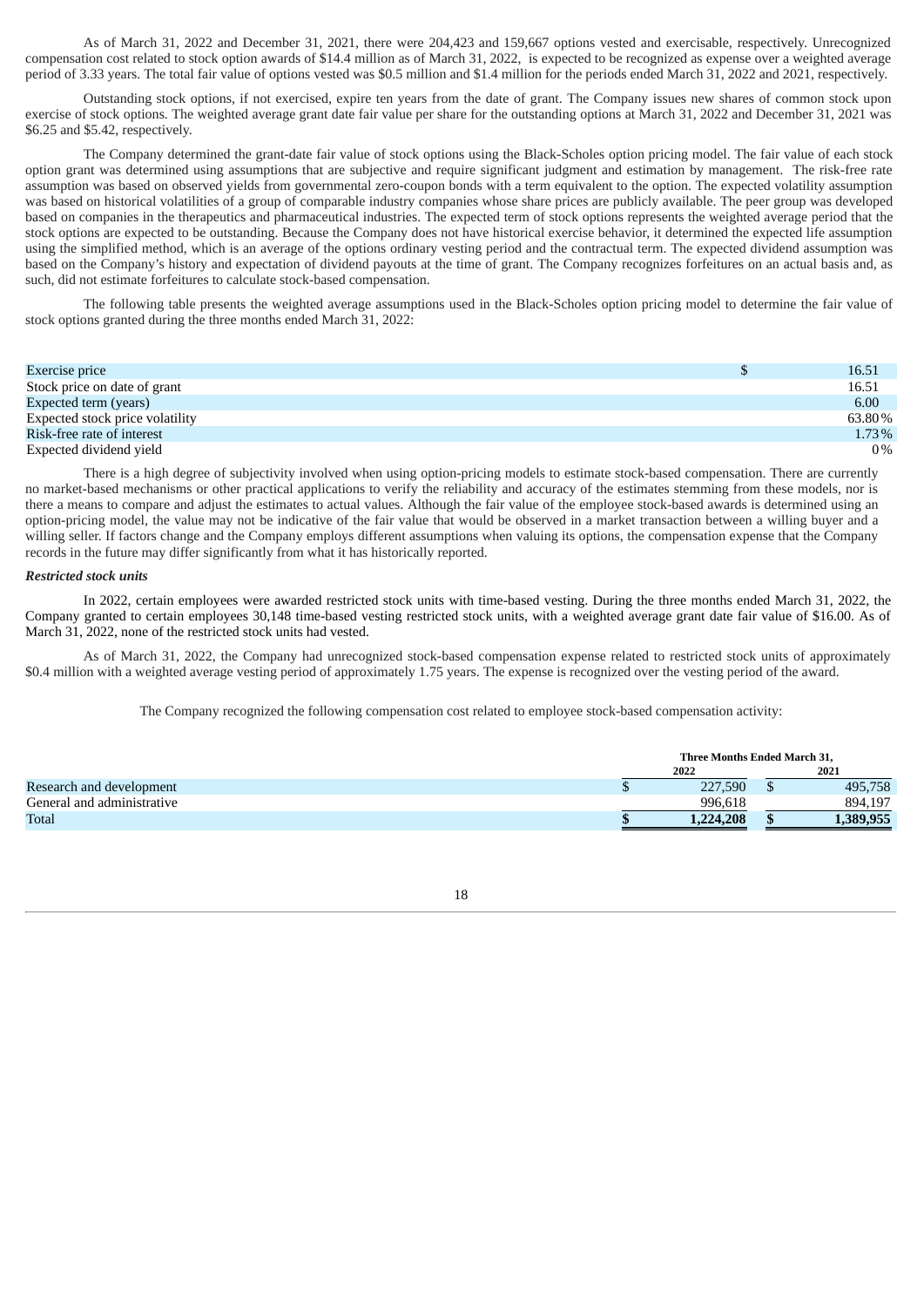As of March 31, 2022 and December 31, 2021, there were 204,423 and 159,667 options vested and exercisable, respectively. Unrecognized compensation cost related to stock option awards of $14.4 million as of March 31, 2022, is expected to be recognized as expense over a weighted average period of 3.33 years. The total fair value of options vested was $0.5 million and $1.4 million for the periods ended March 31, 2022 and 2021, respectively.

Outstanding stock options, if not exercised, expire ten years from the date of grant. The Company issues new shares of common stock upon exercise of stock options. The weighted average grant date fair value per share for the outstanding options at March 31, 2022 and December 31, 2021 was $6.25 and $5.42, respectively.

The Company determined the grant-date fair value of stock options using the Black-Scholes option pricing model. The fair value of each stock option grant was determined using assumptions that are subjective and require significant judgment and estimation by management. The risk-free rate assumption was based on observed yields from governmental zero-coupon bonds with a term equivalent to the option. The expected volatility assumption was based on historical volatilities of a group of comparable industry companies whose share prices are publicly available. The peer group was developed based on companies in the therapeutics and pharmaceutical industries. The expected term of stock options represents the weighted average period that the stock options are expected to be outstanding. Because the Company does not have historical exercise behavior, it determined the expected life assumption using the simplified method, which is an average of the options ordinary vesting period and the contractual term. The expected dividend assumption was based on the Company's history and expectation of dividend payouts at the time of grant. The Company recognizes forfeitures on an actual basis and, as such, did not estimate forfeitures to calculate stock-based compensation.

The following table presents the weighted average assumptions used in the Black-Scholes option pricing model to determine the fair value of stock options granted during the three months ended March 31, 2022:

| | | |
|---|---|---|
| Exercise price | $ | 16.51 |
| Stock price on date of grant | | 16.51 |
| Expected term (years) | | 6.00 |
| Expected stock price volatility | | 63.80% |
| Risk-free rate of interest | | 1.73% |
| Expected dividend yield | | 0% |

There is a high degree of subjectivity involved when using option-pricing models to estimate stock-based compensation. There are currently no market-based mechanisms or other practical applications to verify the reliability and accuracy of the estimates stemming from these models, nor is there a means to compare and adjust the estimates to actual values. Although the fair value of the employee stock-based awards is determined using an option-pricing model, the value may not be indicative of the fair value that would be observed in a market transaction between a willing buyer and a willing seller. If factors change and the Company employs different assumptions when valuing its options, the compensation expense that the Company records in the future may differ significantly from what it has historically reported.

***Restricted stock units***

In 2022, certain employees were awarded restricted stock units with time-based vesting. During the three months ended March 31, 2022, the Company granted to certain employees 30,148 time-based vesting restricted stock units, with a weighted average grant date fair value of $16.00. As of March 31, 2022, none of the restricted stock units had vested.

As of March 31, 2022, the Company had unrecognized stock-based compensation expense related to restricted stock units of approximately $0.4 million with a weighted average vesting period of approximately 1.75 years. The expense is recognized over the vesting period of the award.

The Company recognized the following compensation cost related to employee stock-based compensation activity:

| | Three Months Ended March 31, | | | |
|---|---|---|---|---|
| | 2022 | | 2021 | |
| Research and development | $ | 227,590 | $ | 495,758 |
| General and administrative | | 996,618 | | 894,197 |
| **Total** | **$** | **1,224,208** | **$** | **1,389,955** |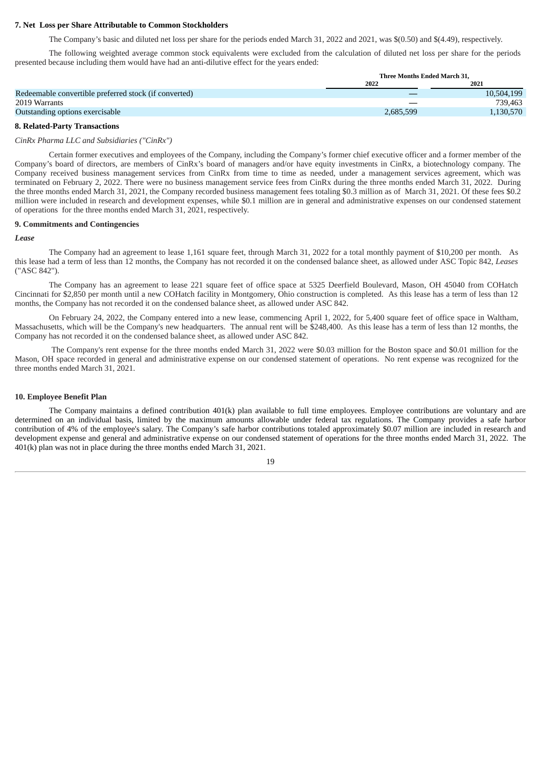**7. Net Loss per Share Attributable to Common Stockholders**

The Company's basic and diluted net loss per share for the periods ended March 31, 2022 and 2021, was $(0.50) and $(4.49), respectively.

The following weighted average common stock equivalents were excluded from the calculation of diluted net loss per share for the periods presented because including them would have had an anti-dilutive effect for the years ended:

| | Three Months Ended March 31, | |
|---|---|---|
| | 2022 | 2021 |
| Redeemable convertible preferred stock (if converted) | — | 10,504,199 |
| 2019 Warrants | — | 739,463 |
| Outstanding options exercisable | 2,685,599 | 1,130,570 |

**8. Related-Party Transactions**

*CinRx Pharma LLC and Subsidiaries ("CinRx")*

Certain former executives and employees of the Company, including the Company's former chief executive officer and a former member of the Company's board of directors, are members of CinRx's board of managers and/or have equity investments in CinRx, a biotechnology company. The Company received business management services from CinRx from time to time as needed, under a management services agreement, which was terminated on February 2, 2022. There were no business management service fees from CinRx during the three months ended March 31, 2022. During the three months ended March 31, 2021, the Company recorded business management fees totaling $0.3 million as of March 31, 2021. Of these fees $0.2 million were included in research and development expenses, while $0.1 million are in general and administrative expenses on our condensed statement of operations for the three months ended March 31, 2021, respectively.

**9. Commitments and Contingencies**

***Lease***

The Company had an agreement to lease 1,161 square feet, through March 31, 2022 for a total monthly payment of $10,200 per month. As this lease had a term of less than 12 months, the Company has not recorded it on the condensed balance sheet, as allowed under ASC Topic 842, *Leases* ("ASC 842").

The Company has an agreement to lease 221 square feet of office space at 5325 Deerfield Boulevard, Mason, OH 45040 from COHatch Cincinnati for $2,850 per month until a new COHatch facility in Montgomery, Ohio construction is completed. As this lease has a term of less than 12 months, the Company has not recorded it on the condensed balance sheet, as allowed under ASC 842.

On February 24, 2022, the Company entered into a new lease, commencing April 1, 2022, for 5,400 square feet of office space in Waltham, Massachusetts, which will be the Company's new headquarters. The annual rent will be $248,400. As this lease has a term of less than 12 months, the Company has not recorded it on the condensed balance sheet, as allowed under ASC 842.

The Company's rent expense for the three months ended March 31, 2022 were $0.03 million for the Boston space and $0.01 million for the Mason, OH space recorded in general and administrative expense on our condensed statement of operations. No rent expense was recognized for the three months ended March 31, 2021.

**10. Employee Benefit Plan**

The Company maintains a defined contribution 401(k) plan available to full time employees. Employee contributions are voluntary and are determined on an individual basis, limited by the maximum amounts allowable under federal tax regulations. The Company provides a safe harbor contribution of 4% of the employee's salary. The Company's safe harbor contributions totaled approximately $0.07 million are included in research and development expense and general and administrative expense on our condensed statement of operations for the three months ended March 31, 2022. The 401(k) plan was not in place during the three months ended March 31, 2021.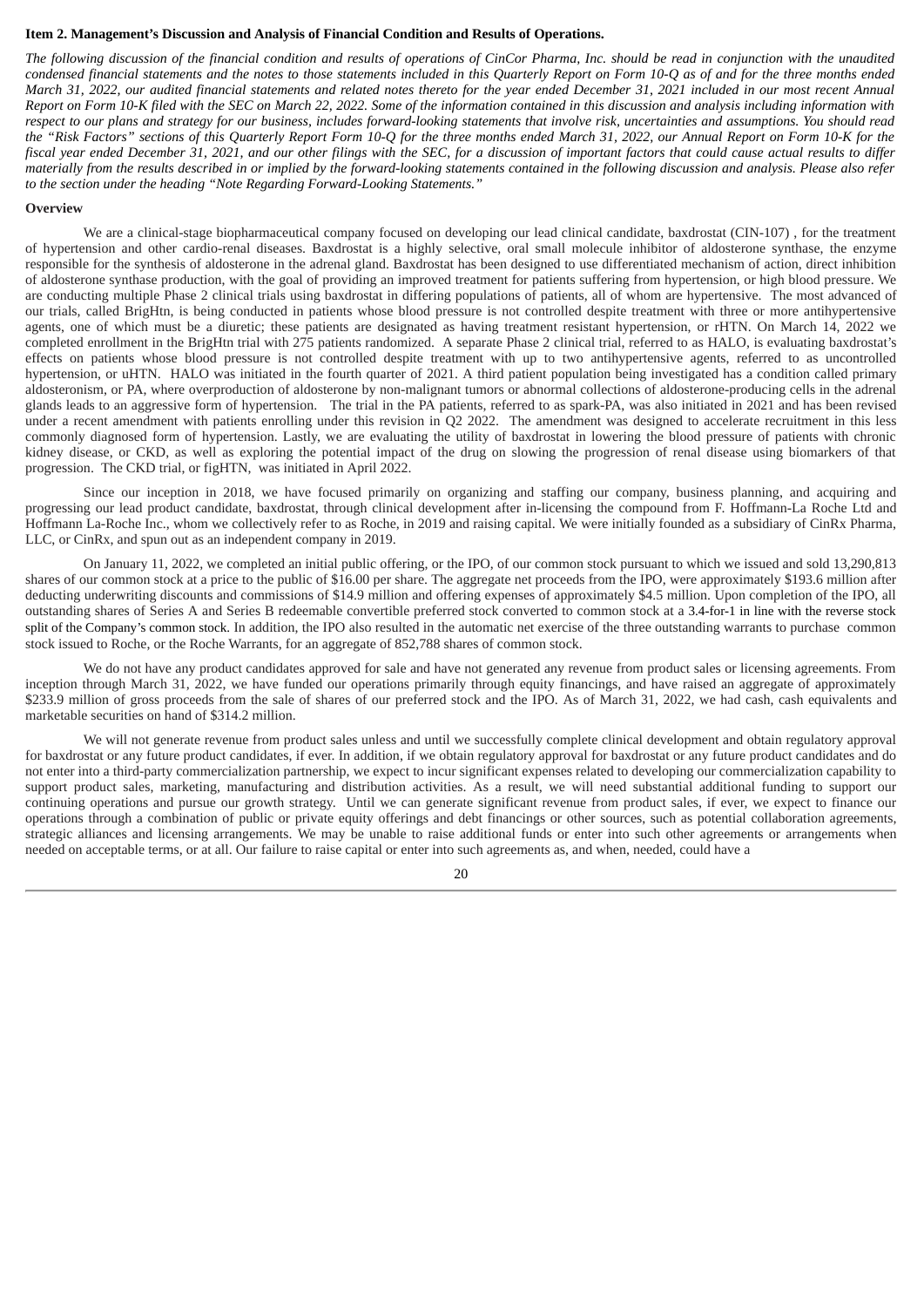**Item 2. Management's Discussion and Analysis of Financial Condition and Results of Operations.**

*The following discussion of the financial condition and results of operations of CinCor Pharma, Inc. should be read in conjunction with the unaudited condensed financial statements and the notes to those statements included in this Quarterly Report on Form 10-Q as of and for the three months ended March 31, 2022, our audited financial statements and related notes thereto for the year ended December 31, 2021 included in our most recent Annual Report on Form 10-K filed with the SEC on March 22, 2022. Some of the information contained in this discussion and analysis including information with respect to our plans and strategy for our business, includes forward-looking statements that involve risk, uncertainties and assumptions. You should read the "Risk Factors" sections of this Quarterly Report Form 10-Q for the three months ended March 31, 2022, our Annual Report on Form 10-K for the fiscal year ended December 31, 2021, and our other filings with the SEC, for a discussion of important factors that could cause actual results to differ materially from the results described in or implied by the forward-looking statements contained in the following discussion and analysis. Please also refer to the section under the heading "Note Regarding Forward-Looking Statements."*

**Overview**

We are a clinical-stage biopharmaceutical company focused on developing our lead clinical candidate, baxdrostat (CIN-107) , for the treatment of hypertension and other cardio-renal diseases. Baxdrostat is a highly selective, oral small molecule inhibitor of aldosterone synthase, the enzyme responsible for the synthesis of aldosterone in the adrenal gland. Baxdrostat has been designed to use differentiated mechanism of action, direct inhibition of aldosterone synthase production, with the goal of providing an improved treatment for patients suffering from hypertension, or high blood pressure. We are conducting multiple Phase 2 clinical trials using baxdrostat in differing populations of patients, all of whom are hypertensive. The most advanced of our trials, called BrigHtn, is being conducted in patients whose blood pressure is not controlled despite treatment with three or more antihypertensive agents, one of which must be a diuretic; these patients are designated as having treatment resistant hypertension, or rHTN. On March 14, 2022 we completed enrollment in the BrigHtn trial with 275 patients randomized. A separate Phase 2 clinical trial, referred to as HALO, is evaluating baxdrostat's effects on patients whose blood pressure is not controlled despite treatment with up to two antihypertensive agents, referred to as uncontrolled hypertension, or uHTN. HALO was initiated in the fourth quarter of 2021. A third patient population being investigated has a condition called primary aldosteronism, or PA, where overproduction of aldosterone by non-malignant tumors or abnormal collections of aldosterone-producing cells in the adrenal glands leads to an aggressive form of hypertension. The trial in the PA patients, referred to as spark-PA, was also initiated in 2021 and has been revised under a recent amendment with patients enrolling under this revision in Q2 2022. The amendment was designed to accelerate recruitment in this less commonly diagnosed form of hypertension. Lastly, we are evaluating the utility of baxdrostat in lowering the blood pressure of patients with chronic kidney disease, or CKD, as well as exploring the potential impact of the drug on slowing the progression of renal disease using biomarkers of that progression. The CKD trial, or figHTN, was initiated in April 2022.

Since our inception in 2018, we have focused primarily on organizing and staffing our company, business planning, and acquiring and progressing our lead product candidate, baxdrostat, through clinical development after in-licensing the compound from F. Hoffmann-La Roche Ltd and Hoffmann La-Roche Inc., whom we collectively refer to as Roche, in 2019 and raising capital. We were initially founded as a subsidiary of CinRx Pharma, LLC, or CinRx, and spun out as an independent company in 2019.

On January 11, 2022, we completed an initial public offering, or the IPO, of our common stock pursuant to which we issued and sold 13,290,813 shares of our common stock at a price to the public of $16.00 per share. The aggregate net proceeds from the IPO, were approximately $193.6 million after deducting underwriting discounts and commissions of $14.9 million and offering expenses of approximately $4.5 million. Upon completion of the IPO, all outstanding shares of Series A and Series B redeemable convertible preferred stock converted to common stock at a 3.4-for-1 in line with the reverse stock split of the Company's common stock. In addition, the IPO also resulted in the automatic net exercise of the three outstanding warrants to purchase common stock issued to Roche, or the Roche Warrants, for an aggregate of 852,788 shares of common stock.

We do not have any product candidates approved for sale and have not generated any revenue from product sales or licensing agreements. From inception through March 31, 2022, we have funded our operations primarily through equity financings, and have raised an aggregate of approximately $233.9 million of gross proceeds from the sale of shares of our preferred stock and the IPO. As of March 31, 2022, we had cash, cash equivalents and marketable securities on hand of $314.2 million.

We will not generate revenue from product sales unless and until we successfully complete clinical development and obtain regulatory approval for baxdrostat or any future product candidates, if ever. In addition, if we obtain regulatory approval for baxdrostat or any future product candidates and do not enter into a third-party commercialization partnership, we expect to incur significant expenses related to developing our commercialization capability to support product sales, marketing, manufacturing and distribution activities. As a result, we will need substantial additional funding to support our continuing operations and pursue our growth strategy. Until we can generate significant revenue from product sales, if ever, we expect to finance our operations through a combination of public or private equity offerings and debt financings or other sources, such as potential collaboration agreements, strategic alliances and licensing arrangements. We may be unable to raise additional funds or enter into such other agreements or arrangements when needed on acceptable terms, or at all. Our failure to raise capital or enter into such agreements as, and when, needed, could have a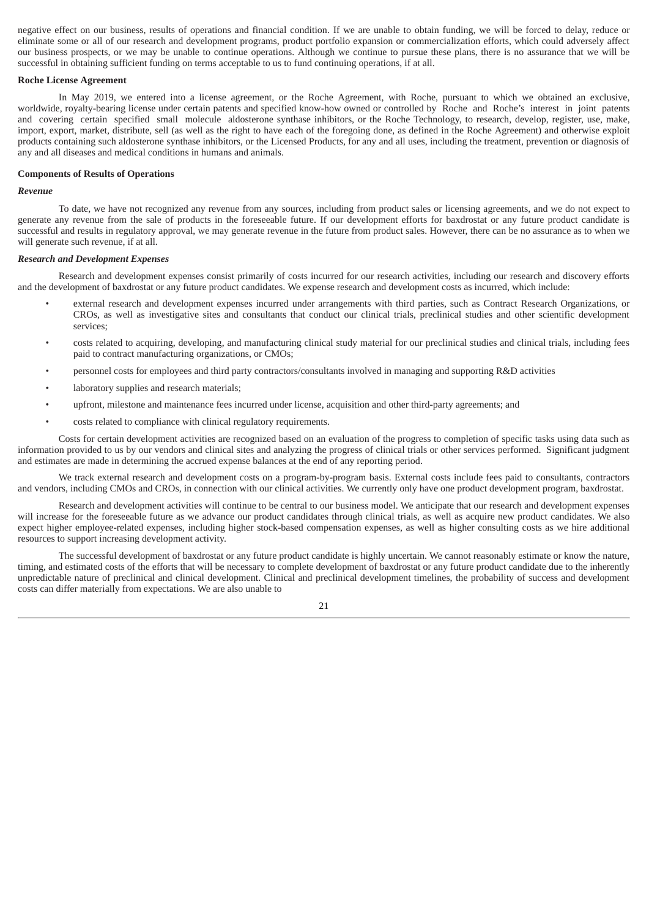negative effect on our business, results of operations and financial condition. If we are unable to obtain funding, we will be forced to delay, reduce or eliminate some or all of our research and development programs, product portfolio expansion or commercialization efforts, which could adversely affect our business prospects, or we may be unable to continue operations. Although we continue to pursue these plans, there is no assurance that we will be successful in obtaining sufficient funding on terms acceptable to us to fund continuing operations, if at all.

**Roche License Agreement**

In May 2019, we entered into a license agreement, or the Roche Agreement, with Roche, pursuant to which we obtained an exclusive, worldwide, royalty-bearing license under certain patents and specified know-how owned or controlled by Roche and Roche's interest in joint patents and covering certain specified small molecule aldosterone synthase inhibitors, or the Roche Technology, to research, develop, register, use, make, import, export, market, distribute, sell (as well as the right to have each of the foregoing done, as defined in the Roche Agreement) and otherwise exploit products containing such aldosterone synthase inhibitors, or the Licensed Products, for any and all uses, including the treatment, prevention or diagnosis of any and all diseases and medical conditions in humans and animals.

**Components of Results of Operations**

***Revenue***

To date, we have not recognized any revenue from any sources, including from product sales or licensing agreements, and we do not expect to generate any revenue from the sale of products in the foreseeable future. If our development efforts for baxdrostat or any future product candidate is successful and results in regulatory approval, we may generate revenue in the future from product sales. However, there can be no assurance as to when we will generate such revenue, if at all.

***Research and Development Expenses***

Research and development expenses consist primarily of costs incurred for our research activities, including our research and discovery efforts and the development of baxdrostat or any future product candidates. We expense research and development costs as incurred, which include:

- external research and development expenses incurred under arrangements with third parties, such as Contract Research Organizations, or CROs, as well as investigative sites and consultants that conduct our clinical trials, preclinical studies and other scientific development services;
- costs related to acquiring, developing, and manufacturing clinical study material for our preclinical studies and clinical trials, including fees paid to contract manufacturing organizations, or CMOs;
- personnel costs for employees and third party contractors/consultants involved in managing and supporting R&D activities
- laboratory supplies and research materials;
- upfront, milestone and maintenance fees incurred under license, acquisition and other third-party agreements; and
- costs related to compliance with clinical regulatory requirements.

Costs for certain development activities are recognized based on an evaluation of the progress to completion of specific tasks using data such as information provided to us by our vendors and clinical sites and analyzing the progress of clinical trials or other services performed. Significant judgment and estimates are made in determining the accrued expense balances at the end of any reporting period.

We track external research and development costs on a program-by-program basis. External costs include fees paid to consultants, contractors and vendors, including CMOs and CROs, in connection with our clinical activities. We currently only have one product development program, baxdrostat.

Research and development activities will continue to be central to our business model. We anticipate that our research and development expenses will increase for the foreseeable future as we advance our product candidates through clinical trials, as well as acquire new product candidates. We also expect higher employee-related expenses, including higher stock-based compensation expenses, as well as higher consulting costs as we hire additional resources to support increasing development activity.

The successful development of baxdrostat or any future product candidate is highly uncertain. We cannot reasonably estimate or know the nature, timing, and estimated costs of the efforts that will be necessary to complete development of baxdrostat or any future product candidate due to the inherently unpredictable nature of preclinical and clinical development. Clinical and preclinical development timelines, the probability of success and development costs can differ materially from expectations. We are also unable to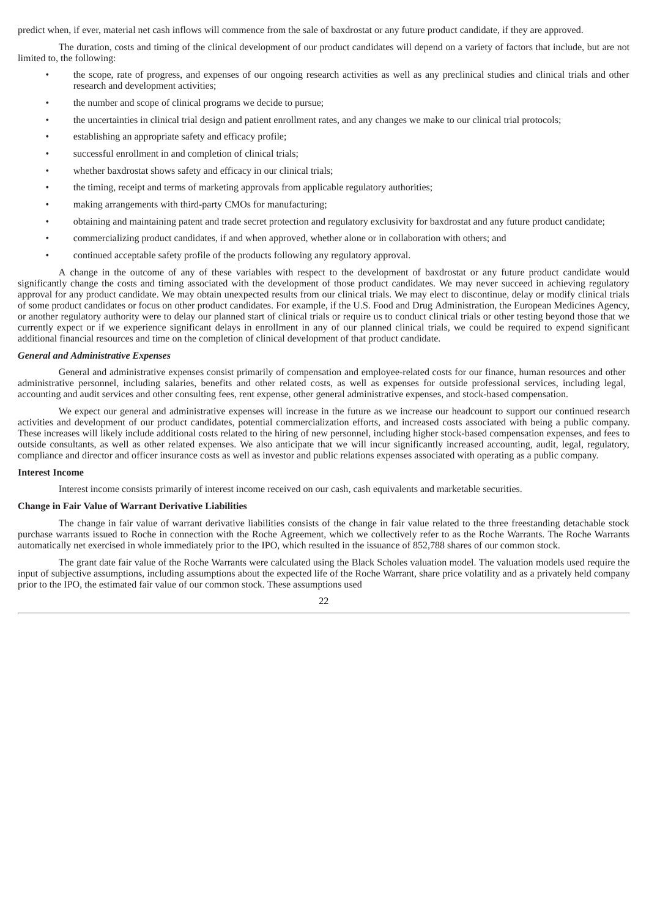predict when, if ever, material net cash inflows will commence from the sale of baxdrostat or any future product candidate, if they are approved.

The duration, costs and timing of the clinical development of our product candidates will depend on a variety of factors that include, but are not limited to, the following:

- the scope, rate of progress, and expenses of our ongoing research activities as well as any preclinical studies and clinical trials and other research and development activities;
- the number and scope of clinical programs we decide to pursue;
- the uncertainties in clinical trial design and patient enrollment rates, and any changes we make to our clinical trial protocols;
- establishing an appropriate safety and efficacy profile;
- successful enrollment in and completion of clinical trials;
- whether baxdrostat shows safety and efficacy in our clinical trials;
- the timing, receipt and terms of marketing approvals from applicable regulatory authorities;
- making arrangements with third-party CMOs for manufacturing;
- obtaining and maintaining patent and trade secret protection and regulatory exclusivity for baxdrostat and any future product candidate;
- commercializing product candidates, if and when approved, whether alone or in collaboration with others; and
- continued acceptable safety profile of the products following any regulatory approval.

A change in the outcome of any of these variables with respect to the development of baxdrostat or any future product candidate would significantly change the costs and timing associated with the development of those product candidates. We may never succeed in achieving regulatory approval for any product candidate. We may obtain unexpected results from our clinical trials. We may elect to discontinue, delay or modify clinical trials of some product candidates or focus on other product candidates. For example, if the U.S. Food and Drug Administration, the European Medicines Agency, or another regulatory authority were to delay our planned start of clinical trials or require us to conduct clinical trials or other testing beyond those that we currently expect or if we experience significant delays in enrollment in any of our planned clinical trials, we could be required to expend significant additional financial resources and time on the completion of clinical development of that product candidate.

***General and Administrative Expenses***

General and administrative expenses consist primarily of compensation and employee-related costs for our finance, human resources and other administrative personnel, including salaries, benefits and other related costs, as well as expenses for outside professional services, including legal, accounting and audit services and other consulting fees, rent expense, other general administrative expenses, and stock-based compensation.

We expect our general and administrative expenses will increase in the future as we increase our headcount to support our continued research activities and development of our product candidates, potential commercialization efforts, and increased costs associated with being a public company. These increases will likely include additional costs related to the hiring of new personnel, including higher stock-based compensation expenses, and fees to outside consultants, as well as other related expenses. We also anticipate that we will incur significantly increased accounting, audit, legal, regulatory, compliance and director and officer insurance costs as well as investor and public relations expenses associated with operating as a public company.

**Interest Income**

Interest income consists primarily of interest income received on our cash, cash equivalents and marketable securities.

**Change in Fair Value of Warrant Derivative Liabilities**

The change in fair value of warrant derivative liabilities consists of the change in fair value related to the three freestanding detachable stock purchase warrants issued to Roche in connection with the Roche Agreement, which we collectively refer to as the Roche Warrants. The Roche Warrants automatically net exercised in whole immediately prior to the IPO, which resulted in the issuance of 852,788 shares of our common stock.

The grant date fair value of the Roche Warrants were calculated using the Black Scholes valuation model. The valuation models used require the input of subjective assumptions, including assumptions about the expected life of the Roche Warrant, share price volatility and as a privately held company prior to the IPO, the estimated fair value of our common stock. These assumptions used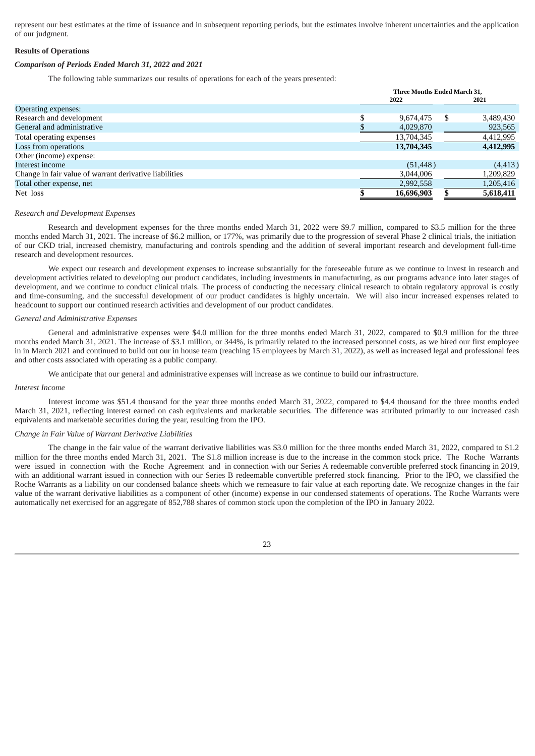represent our best estimates at the time of issuance and in subsequent reporting periods, but the estimates involve inherent uncertainties and the application of our judgment.

**Results of Operations**

***Comparison of Periods Ended March 31, 2022 and 2021***

The following table summarizes our results of operations for each of the years presented:

| | Three Months Ended March 31, | |
|---|---|---|
| | 2022 | 2021 |
| Operating expenses: | | |
| Research and development | $ 9,674,475 | $ 3,489,430 |
| General and administrative | $ 4,029,870 | 923,565 |
| Total operating expenses | 13,704,345 | 4,412,995 |
| Loss from operations | **13,704,345** | **4,412,995** |
| Other (income) expense: | | |
| Interest income | (51,448) | (4,413) |
| Change in fair value of warrant derivative liabilities | 3,044,006 | 1,209,829 |
| Total other expense, net | 2,992,558 | 1,205,416 |
| Net loss | **$ 16,696,903** | **$ 5,618,411** |

*Research and Development Expenses*

Research and development expenses for the three months ended March 31, 2022 were $9.7 million, compared to $3.5 million for the three months ended March 31, 2021. The increase of $6.2 million, or 177%, was primarily due to the progression of several Phase 2 clinical trials, the initiation of our CKD trial, increased chemistry, manufacturing and controls spending and the addition of several important research and development full-time research and development resources.

We expect our research and development expenses to increase substantially for the foreseeable future as we continue to invest in research and development activities related to developing our product candidates, including investments in manufacturing, as our programs advance into later stages of development, and we continue to conduct clinical trials. The process of conducting the necessary clinical research to obtain regulatory approval is costly and time-consuming, and the successful development of our product candidates is highly uncertain. We will also incur increased expenses related to headcount to support our continued research activities and development of our product candidates.

*General and Administrative Expenses*

General and administrative expenses were $4.0 million for the three months ended March 31, 2022, compared to $0.9 million for the three months ended March 31, 2021. The increase of $3.1 million, or 344%, is primarily related to the increased personnel costs, as we hired our first employee in in March 2021 and continued to build out our in house team (reaching 15 employees by March 31, 2022), as well as increased legal and professional fees and other costs associated with operating as a public company.

We anticipate that our general and administrative expenses will increase as we continue to build our infrastructure.

*Interest Income*

Interest income was $51.4 thousand for the year three months ended March 31, 2022, compared to $4.4 thousand for the three months ended March 31, 2021, reflecting interest earned on cash equivalents and marketable securities. The difference was attributed primarily to our increased cash equivalents and marketable securities during the year, resulting from the IPO.

*Change in Fair Value of Warrant Derivative Liabilities*

The change in the fair value of the warrant derivative liabilities was $3.0 million for the three months ended March 31, 2022, compared to $1.2 million for the three months ended March 31, 2021. The $1.8 million increase is due to the increase in the common stock price. The Roche Warrants were issued in connection with the Roche Agreement and in connection with our Series A redeemable convertible preferred stock financing in 2019, with an additional warrant issued in connection with our Series B redeemable convertible preferred stock financing. Prior to the IPO, we classified the Roche Warrants as a liability on our condensed balance sheets which we remeasure to fair value at each reporting date. We recognize changes in the fair value of the warrant derivative liabilities as a component of other (income) expense in our condensed statements of operations. The Roche Warrants were automatically net exercised for an aggregate of 852,788 shares of common stock upon the completion of the IPO in January 2022.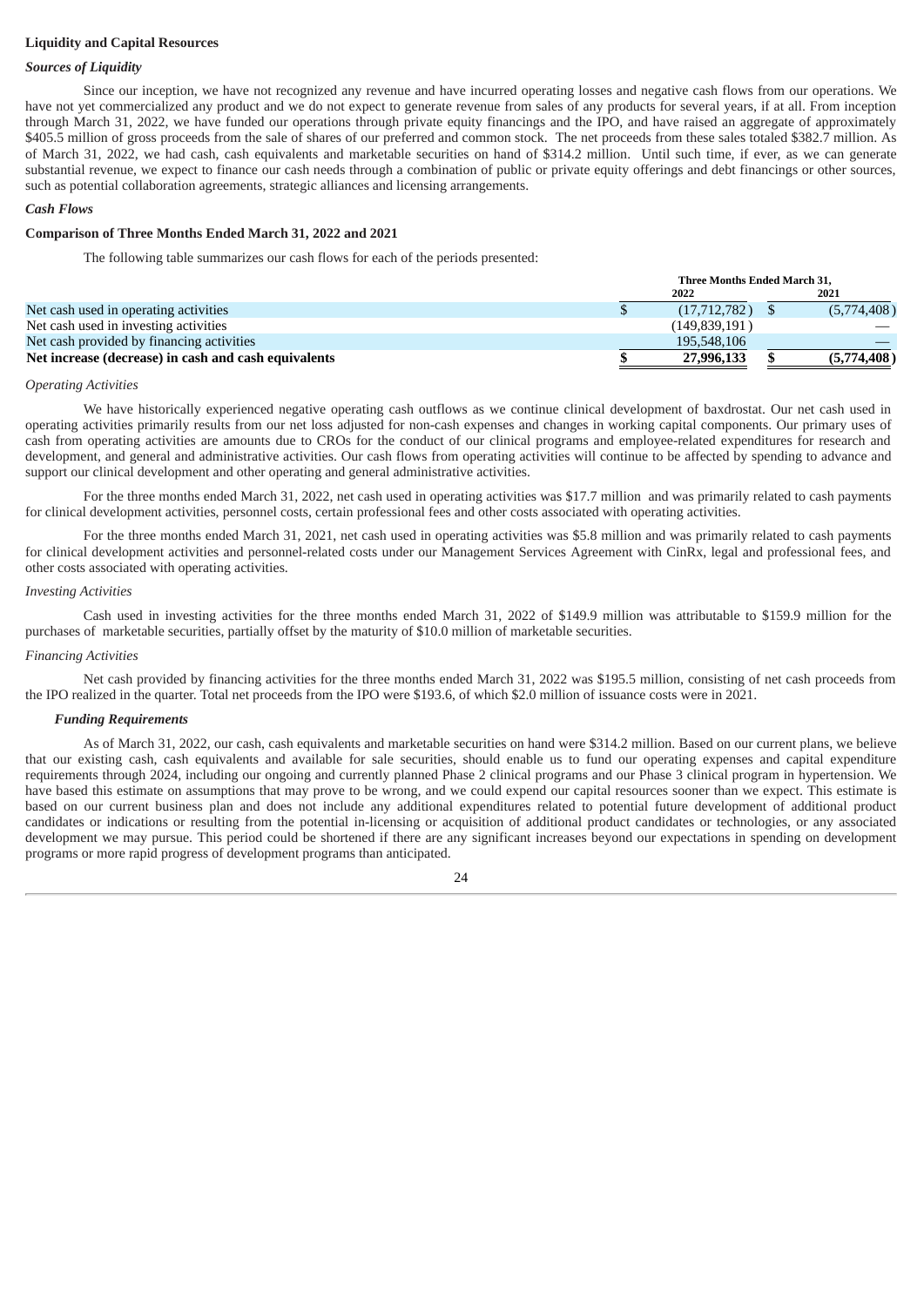**Liquidity and Capital Resources**

***Sources of Liquidity***

Since our inception, we have not recognized any revenue and have incurred operating losses and negative cash flows from our operations. We have not yet commercialized any product and we do not expect to generate revenue from sales of any products for several years, if at all. From inception through March 31, 2022, we have funded our operations through private equity financings and the IPO, and have raised an aggregate of approximately $405.5 million of gross proceeds from the sale of shares of our preferred and common stock. The net proceeds from these sales totaled $382.7 million. As of March 31, 2022, we had cash, cash equivalents and marketable securities on hand of $314.2 million. Until such time, if ever, as we can generate substantial revenue, we expect to finance our cash needs through a combination of public or private equity offerings and debt financings or other sources, such as potential collaboration agreements, strategic alliances and licensing arrangements.

***Cash Flows***

**Comparison of Three Months Ended March 31, 2022 and 2021**

The following table summarizes our cash flows for each of the periods presented:

| | Three Months Ended March 31, | |
|---|---|---|
| | 2022 | 2021 |
| Net cash used in operating activities | $ (17,712,782) | $ (5,774,408) |
| Net cash used in investing activities | (149,839,191) | — |
| Net cash provided by financing activities | 195,548,106 | — |
| **Net increase (decrease) in cash and cash equivalents** | **$ 27,996,133** | **$ (5,774,408)** |

*Operating Activities*

We have historically experienced negative operating cash outflows as we continue clinical development of baxdrostat. Our net cash used in operating activities primarily results from our net loss adjusted for non-cash expenses and changes in working capital components. Our primary uses of cash from operating activities are amounts due to CROs for the conduct of our clinical programs and employee-related expenditures for research and development, and general and administrative activities. Our cash flows from operating activities will continue to be affected by spending to advance and support our clinical development and other operating and general administrative activities.

For the three months ended March 31, 2022, net cash used in operating activities was $17.7 million and was primarily related to cash payments for clinical development activities, personnel costs, certain professional fees and other costs associated with operating activities.

For the three months ended March 31, 2021, net cash used in operating activities was $5.8 million and was primarily related to cash payments for clinical development activities and personnel-related costs under our Management Services Agreement with CinRx, legal and professional fees, and other costs associated with operating activities.

*Investing Activities*

Cash used in investing activities for the three months ended March 31, 2022 of $149.9 million was attributable to $159.9 million for the purchases of marketable securities, partially offset by the maturity of $10.0 million of marketable securities.

*Financing Activities*

Net cash provided by financing activities for the three months ended March 31, 2022 was $195.5 million, consisting of net cash proceeds from the IPO realized in the quarter. Total net proceeds from the IPO were $193.6, of which $2.0 million of issuance costs were in 2021.

***Funding Requirements***

As of March 31, 2022, our cash, cash equivalents and marketable securities on hand were $314.2 million. Based on our current plans, we believe that our existing cash, cash equivalents and available for sale securities, should enable us to fund our operating expenses and capital expenditure requirements through 2024, including our ongoing and currently planned Phase 2 clinical programs and our Phase 3 clinical program in hypertension. We have based this estimate on assumptions that may prove to be wrong, and we could expend our capital resources sooner than we expect. This estimate is based on our current business plan and does not include any additional expenditures related to potential future development of additional product candidates or indications or resulting from the potential in-licensing or acquisition of additional product candidates or technologies, or any associated development we may pursue. This period could be shortened if there are any significant increases beyond our expectations in spending on development programs or more rapid progress of development programs than anticipated.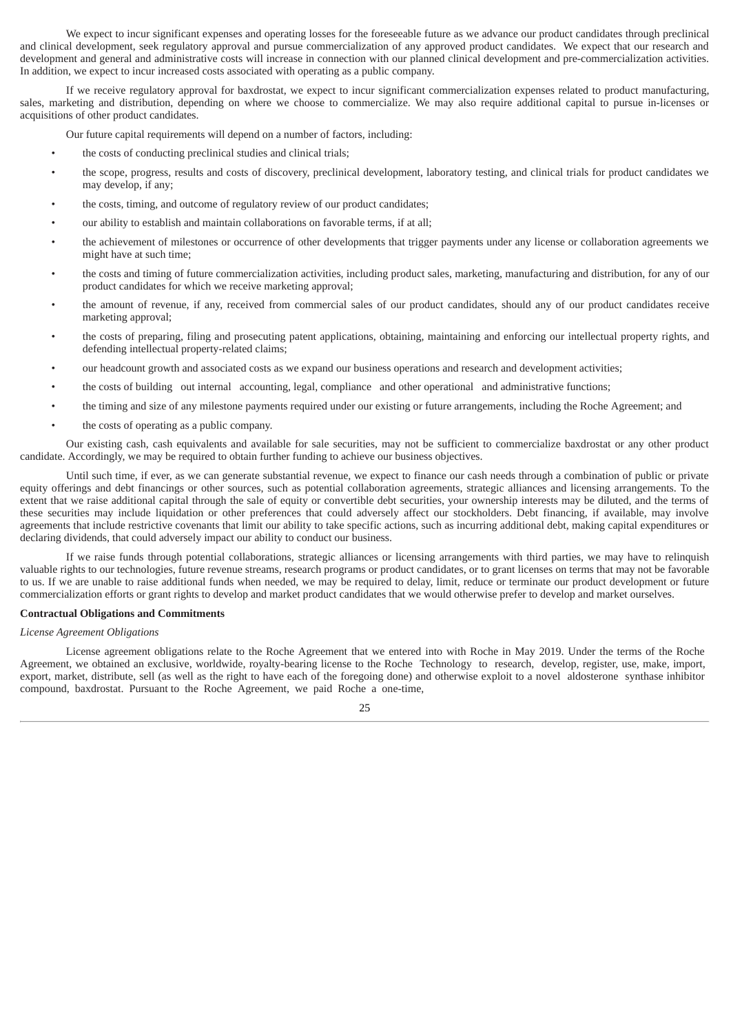We expect to incur significant expenses and operating losses for the foreseeable future as we advance our product candidates through preclinical and clinical development, seek regulatory approval and pursue commercialization of any approved product candidates. We expect that our research and development and general and administrative costs will increase in connection with our planned clinical development and pre-commercialization activities. In addition, we expect to incur increased costs associated with operating as a public company.

If we receive regulatory approval for baxdrostat, we expect to incur significant commercialization expenses related to product manufacturing, sales, marketing and distribution, depending on where we choose to commercialize. We may also require additional capital to pursue in-licenses or acquisitions of other product candidates.

Our future capital requirements will depend on a number of factors, including:

- the costs of conducting preclinical studies and clinical trials;
- the scope, progress, results and costs of discovery, preclinical development, laboratory testing, and clinical trials for product candidates we may develop, if any;
- the costs, timing, and outcome of regulatory review of our product candidates;
- our ability to establish and maintain collaborations on favorable terms, if at all;
- the achievement of milestones or occurrence of other developments that trigger payments under any license or collaboration agreements we might have at such time;
- the costs and timing of future commercialization activities, including product sales, marketing, manufacturing and distribution, for any of our product candidates for which we receive marketing approval;
- the amount of revenue, if any, received from commercial sales of our product candidates, should any of our product candidates receive marketing approval;
- the costs of preparing, filing and prosecuting patent applications, obtaining, maintaining and enforcing our intellectual property rights, and defending intellectual property-related claims;
- our headcount growth and associated costs as we expand our business operations and research and development activities;
- the costs of building out internal accounting, legal, compliance and other operational and administrative functions;
- the timing and size of any milestone payments required under our existing or future arrangements, including the Roche Agreement; and
- the costs of operating as a public company.

Our existing cash, cash equivalents and available for sale securities, may not be sufficient to commercialize baxdrostat or any other product candidate. Accordingly, we may be required to obtain further funding to achieve our business objectives.

Until such time, if ever, as we can generate substantial revenue, we expect to finance our cash needs through a combination of public or private equity offerings and debt financings or other sources, such as potential collaboration agreements, strategic alliances and licensing arrangements. To the extent that we raise additional capital through the sale of equity or convertible debt securities, your ownership interests may be diluted, and the terms of these securities may include liquidation or other preferences that could adversely affect our stockholders. Debt financing, if available, may involve agreements that include restrictive covenants that limit our ability to take specific actions, such as incurring additional debt, making capital expenditures or declaring dividends, that could adversely impact our ability to conduct our business.

If we raise funds through potential collaborations, strategic alliances or licensing arrangements with third parties, we may have to relinquish valuable rights to our technologies, future revenue streams, research programs or product candidates, or to grant licenses on terms that may not be favorable to us. If we are unable to raise additional funds when needed, we may be required to delay, limit, reduce or terminate our product development or future commercialization efforts or grant rights to develop and market product candidates that we would otherwise prefer to develop and market ourselves.

**Contractual Obligations and Commitments**

*License Agreement Obligations*

License agreement obligations relate to the Roche Agreement that we entered into with Roche in May 2019. Under the terms of the Roche Agreement, we obtained an exclusive, worldwide, royalty-bearing license to the Roche Technology to research, develop, register, use, make, import, export, market, distribute, sell (as well as the right to have each of the foregoing done) and otherwise exploit to a novel aldosterone synthase inhibitor compound, baxdrostat. Pursuant to the Roche Agreement, we paid Roche a one-time,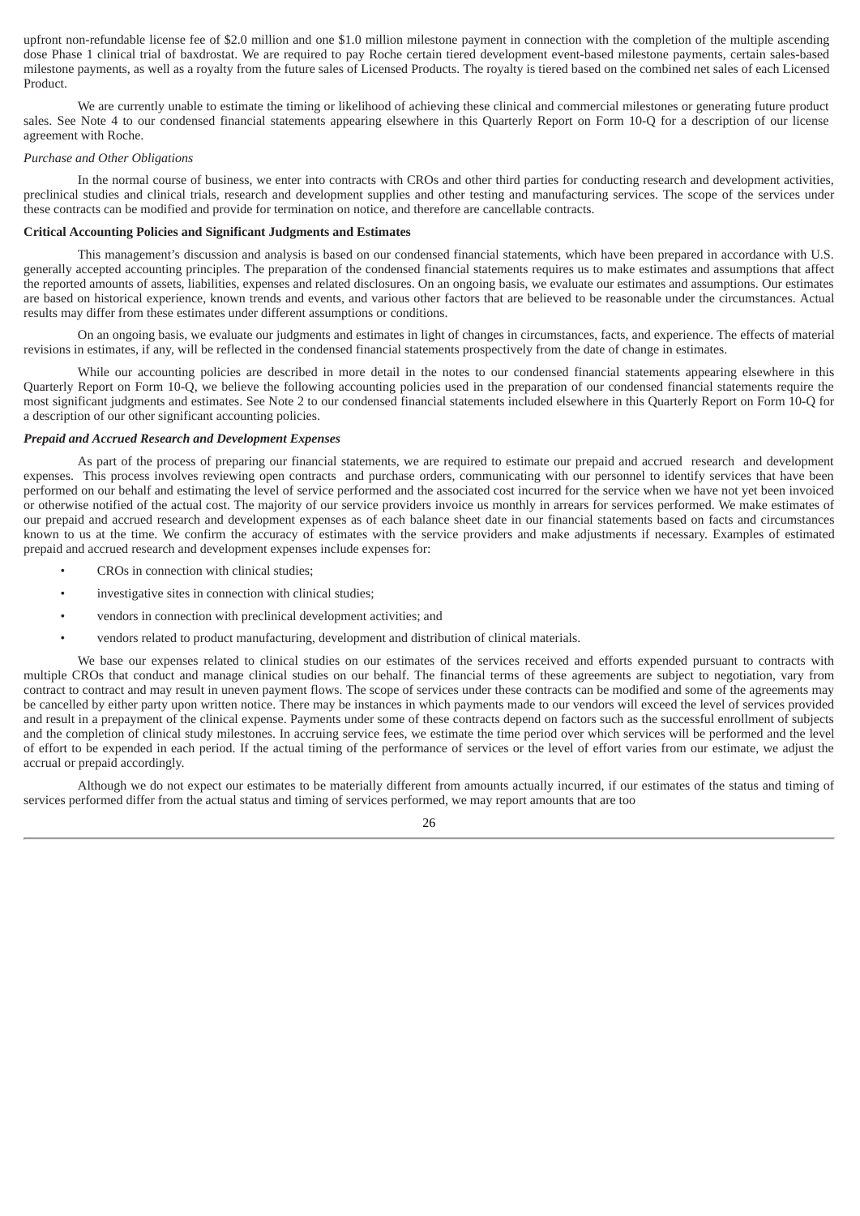upfront non-refundable license fee of $2.0 million and one $1.0 million milestone payment in connection with the completion of the multiple ascending dose Phase 1 clinical trial of baxdrostat. We are required to pay Roche certain tiered development event-based milestone payments, certain sales-based milestone payments, as well as a royalty from the future sales of Licensed Products. The royalty is tiered based on the combined net sales of each Licensed Product.

We are currently unable to estimate the timing or likelihood of achieving these clinical and commercial milestones or generating future product sales. See Note 4 to our condensed financial statements appearing elsewhere in this Quarterly Report on Form 10-Q for a description of our license agreement with Roche.

*Purchase and Other Obligations*

In the normal course of business, we enter into contracts with CROs and other third parties for conducting research and development activities, preclinical studies and clinical trials, research and development supplies and other testing and manufacturing services. The scope of the services under these contracts can be modified and provide for termination on notice, and therefore are cancellable contracts.

**Critical Accounting Policies and Significant Judgments and Estimates**

This management's discussion and analysis is based on our condensed financial statements, which have been prepared in accordance with U.S. generally accepted accounting principles. The preparation of the condensed financial statements requires us to make estimates and assumptions that affect the reported amounts of assets, liabilities, expenses and related disclosures. On an ongoing basis, we evaluate our estimates and assumptions. Our estimates are based on historical experience, known trends and events, and various other factors that are believed to be reasonable under the circumstances. Actual results may differ from these estimates under different assumptions or conditions.

On an ongoing basis, we evaluate our judgments and estimates in light of changes in circumstances, facts, and experience. The effects of material revisions in estimates, if any, will be reflected in the condensed financial statements prospectively from the date of change in estimates.

While our accounting policies are described in more detail in the notes to our condensed financial statements appearing elsewhere in this Quarterly Report on Form 10-Q, we believe the following accounting policies used in the preparation of our condensed financial statements require the most significant judgments and estimates. See Note 2 to our condensed financial statements included elsewhere in this Quarterly Report on Form 10-Q for a description of our other significant accounting policies.

***Prepaid and Accrued Research and Development Expenses***

As part of the process of preparing our financial statements, we are required to estimate our prepaid and accrued research and development expenses. This process involves reviewing open contracts and purchase orders, communicating with our personnel to identify services that have been performed on our behalf and estimating the level of service performed and the associated cost incurred for the service when we have not yet been invoiced or otherwise notified of the actual cost. The majority of our service providers invoice us monthly in arrears for services performed. We make estimates of our prepaid and accrued research and development expenses as of each balance sheet date in our financial statements based on facts and circumstances known to us at the time. We confirm the accuracy of estimates with the service providers and make adjustments if necessary. Examples of estimated prepaid and accrued research and development expenses include expenses for:

- CROs in connection with clinical studies;
- investigative sites in connection with clinical studies;
- vendors in connection with preclinical development activities; and
- vendors related to product manufacturing, development and distribution of clinical materials.

We base our expenses related to clinical studies on our estimates of the services received and efforts expended pursuant to contracts with multiple CROs that conduct and manage clinical studies on our behalf. The financial terms of these agreements are subject to negotiation, vary from contract to contract and may result in uneven payment flows. The scope of services under these contracts can be modified and some of the agreements may be cancelled by either party upon written notice. There may be instances in which payments made to our vendors will exceed the level of services provided and result in a prepayment of the clinical expense. Payments under some of these contracts depend on factors such as the successful enrollment of subjects and the completion of clinical study milestones. In accruing service fees, we estimate the time period over which services will be performed and the level of effort to be expended in each period. If the actual timing of the performance of services or the level of effort varies from our estimate, we adjust the accrual or prepaid accordingly.

Although we do not expect our estimates to be materially different from amounts actually incurred, if our estimates of the status and timing of services performed differ from the actual status and timing of services performed, we may report amounts that are too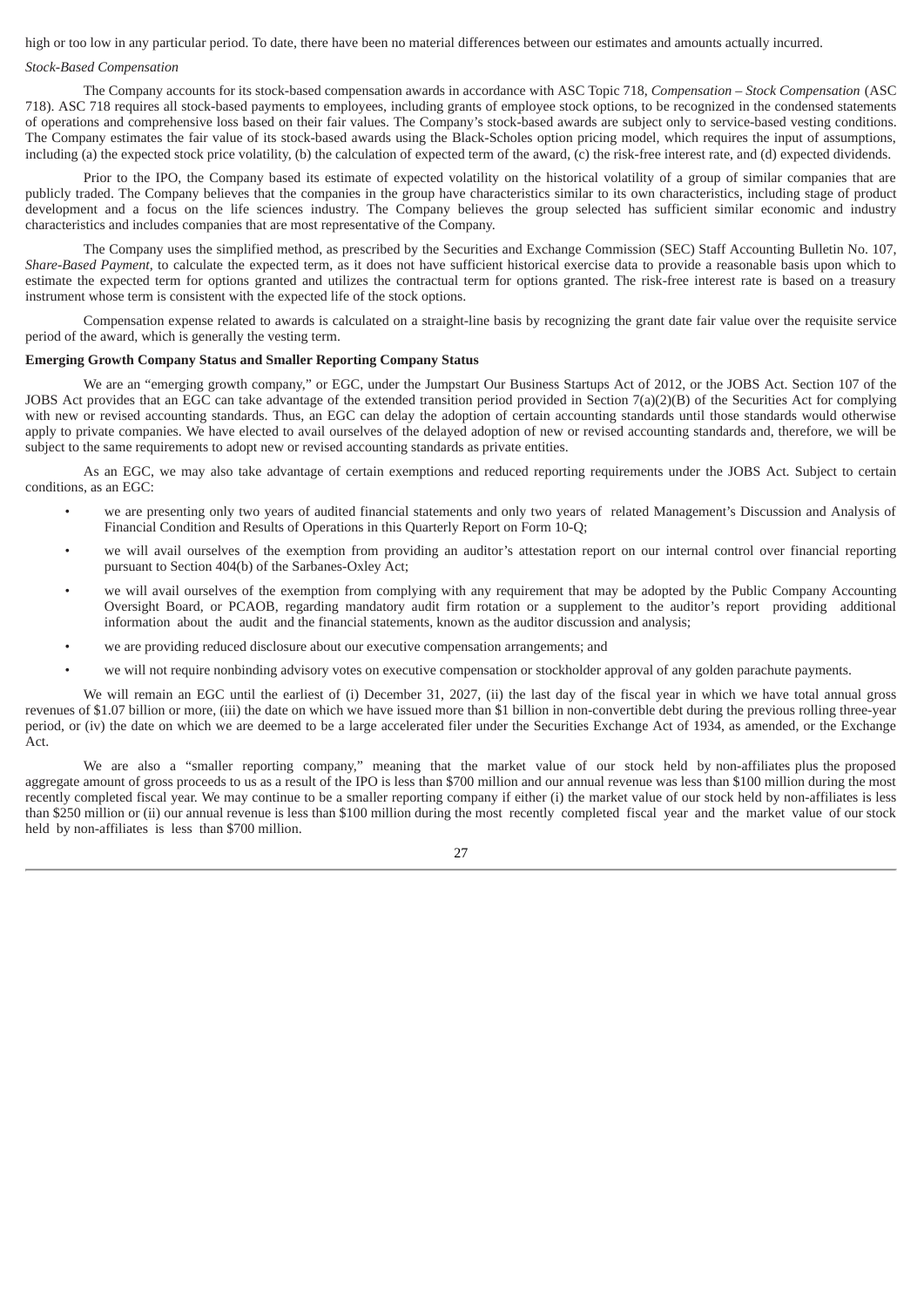high or too low in any particular period. To date, there have been no material differences between our estimates and amounts actually incurred.

*Stock-Based Compensation*

The Company accounts for its stock-based compensation awards in accordance with ASC Topic 718, *Compensation – Stock Compensation* (ASC 718). ASC 718 requires all stock-based payments to employees, including grants of employee stock options, to be recognized in the condensed statements of operations and comprehensive loss based on their fair values. The Company's stock-based awards are subject only to service-based vesting conditions. The Company estimates the fair value of its stock-based awards using the Black-Scholes option pricing model, which requires the input of assumptions, including (a) the expected stock price volatility, (b) the calculation of expected term of the award, (c) the risk-free interest rate, and (d) expected dividends.

Prior to the IPO, the Company based its estimate of expected volatility on the historical volatility of a group of similar companies that are publicly traded. The Company believes that the companies in the group have characteristics similar to its own characteristics, including stage of product development and a focus on the life sciences industry. The Company believes the group selected has sufficient similar economic and industry characteristics and includes companies that are most representative of the Company.

The Company uses the simplified method, as prescribed by the Securities and Exchange Commission (SEC) Staff Accounting Bulletin No. 107, *Share-Based Payment*, to calculate the expected term, as it does not have sufficient historical exercise data to provide a reasonable basis upon which to estimate the expected term for options granted and utilizes the contractual term for options granted. The risk-free interest rate is based on a treasury instrument whose term is consistent with the expected life of the stock options.

Compensation expense related to awards is calculated on a straight-line basis by recognizing the grant date fair value over the requisite service period of the award, which is generally the vesting term.

**Emerging Growth Company Status and Smaller Reporting Company Status**

We are an "emerging growth company," or EGC, under the Jumpstart Our Business Startups Act of 2012, or the JOBS Act. Section 107 of the JOBS Act provides that an EGC can take advantage of the extended transition period provided in Section 7(a)(2)(B) of the Securities Act for complying with new or revised accounting standards. Thus, an EGC can delay the adoption of certain accounting standards until those standards would otherwise apply to private companies. We have elected to avail ourselves of the delayed adoption of new or revised accounting standards and, therefore, we will be subject to the same requirements to adopt new or revised accounting standards as private entities.

As an EGC, we may also take advantage of certain exemptions and reduced reporting requirements under the JOBS Act. Subject to certain conditions, as an EGC:

- we are presenting only two years of audited financial statements and only two years of related Management's Discussion and Analysis of Financial Condition and Results of Operations in this Quarterly Report on Form 10-Q;
- we will avail ourselves of the exemption from providing an auditor's attestation report on our internal control over financial reporting pursuant to Section 404(b) of the Sarbanes-Oxley Act;
- we will avail ourselves of the exemption from complying with any requirement that may be adopted by the Public Company Accounting Oversight Board, or PCAOB, regarding mandatory audit firm rotation or a supplement to the auditor's report providing additional information about the audit and the financial statements, known as the auditor discussion and analysis;
- we are providing reduced disclosure about our executive compensation arrangements; and
- we will not require nonbinding advisory votes on executive compensation or stockholder approval of any golden parachute payments.

We will remain an EGC until the earliest of (i) December 31, 2027, (ii) the last day of the fiscal year in which we have total annual gross revenues of $1.07 billion or more, (iii) the date on which we have issued more than $1 billion in non-convertible debt during the previous rolling three-year period, or (iv) the date on which we are deemed to be a large accelerated filer under the Securities Exchange Act of 1934, as amended, or the Exchange Act.

We are also a "smaller reporting company," meaning that the market value of our stock held by non-affiliates plus the proposed aggregate amount of gross proceeds to us as a result of the IPO is less than $700 million and our annual revenue was less than $100 million during the most recently completed fiscal year. We may continue to be a smaller reporting company if either (i) the market value of our stock held by non-affiliates is less than $250 million or (ii) our annual revenue is less than $100 million during the most recently completed fiscal year and the market value of our stock held by non-affiliates is less than $700 million.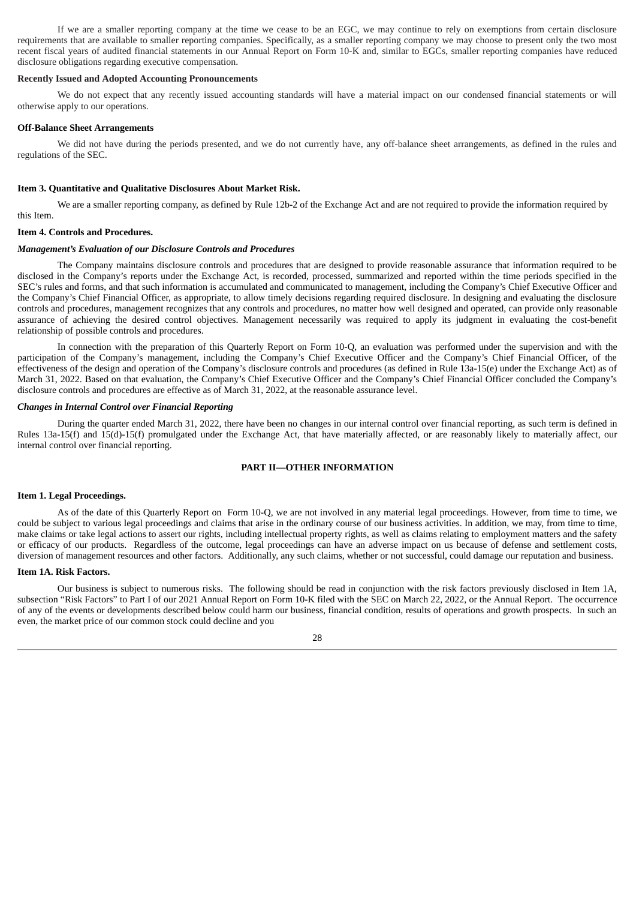If we are a smaller reporting company at the time we cease to be an EGC, we may continue to rely on exemptions from certain disclosure requirements that are available to smaller reporting companies. Specifically, as a smaller reporting company we may choose to present only the two most recent fiscal years of audited financial statements in our Annual Report on Form 10-K and, similar to EGCs, smaller reporting companies have reduced disclosure obligations regarding executive compensation.

**Recently Issued and Adopted Accounting Pronouncements**

We do not expect that any recently issued accounting standards will have a material impact on our condensed financial statements or will otherwise apply to our operations.

**Off-Balance Sheet Arrangements**

We did not have during the periods presented, and we do not currently have, any off-balance sheet arrangements, as defined in the rules and regulations of the SEC.

**Item 3. Quantitative and Qualitative Disclosures About Market Risk.**

We are a smaller reporting company, as defined by Rule 12b-2 of the Exchange Act and are not required to provide the information required by this Item.

**Item 4. Controls and Procedures.**

***Management's Evaluation of our Disclosure Controls and Procedures***

The Company maintains disclosure controls and procedures that are designed to provide reasonable assurance that information required to be disclosed in the Company's reports under the Exchange Act, is recorded, processed, summarized and reported within the time periods specified in the SEC's rules and forms, and that such information is accumulated and communicated to management, including the Company's Chief Executive Officer and the Company's Chief Financial Officer, as appropriate, to allow timely decisions regarding required disclosure. In designing and evaluating the disclosure controls and procedures, management recognizes that any controls and procedures, no matter how well designed and operated, can provide only reasonable assurance of achieving the desired control objectives. Management necessarily was required to apply its judgment in evaluating the cost-benefit relationship of possible controls and procedures.

In connection with the preparation of this Quarterly Report on Form 10-Q, an evaluation was performed under the supervision and with the participation of the Company's management, including the Company's Chief Executive Officer and the Company's Chief Financial Officer, of the effectiveness of the design and operation of the Company's disclosure controls and procedures (as defined in Rule 13a-15(e) under the Exchange Act) as of March 31, 2022. Based on that evaluation, the Company's Chief Executive Officer and the Company's Chief Financial Officer concluded the Company's disclosure controls and procedures are effective as of March 31, 2022, at the reasonable assurance level.

***Changes in Internal Control over Financial Reporting***

During the quarter ended March 31, 2022, there have been no changes in our internal control over financial reporting, as such term is defined in Rules 13a-15(f) and 15(d)-15(f) promulgated under the Exchange Act, that have materially affected, or are reasonably likely to materially affect, our internal control over financial reporting.

## PART II—OTHER INFORMATION

**Item 1. Legal Proceedings.**

As of the date of this Quarterly Report on Form 10-Q, we are not involved in any material legal proceedings. However, from time to time, we could be subject to various legal proceedings and claims that arise in the ordinary course of our business activities. In addition, we may, from time to time, make claims or take legal actions to assert our rights, including intellectual property rights, as well as claims relating to employment matters and the safety or efficacy of our products. Regardless of the outcome, legal proceedings can have an adverse impact on us because of defense and settlement costs, diversion of management resources and other factors. Additionally, any such claims, whether or not successful, could damage our reputation and business.

**Item 1A. Risk Factors.**

Our business is subject to numerous risks. The following should be read in conjunction with the risk factors previously disclosed in Item 1A, subsection "Risk Factors" to Part I of our 2021 Annual Report on Form 10-K filed with the SEC on March 22, 2022, or the Annual Report. The occurrence of any of the events or developments described below could harm our business, financial condition, results of operations and growth prospects. In such an even, the market price of our common stock could decline and you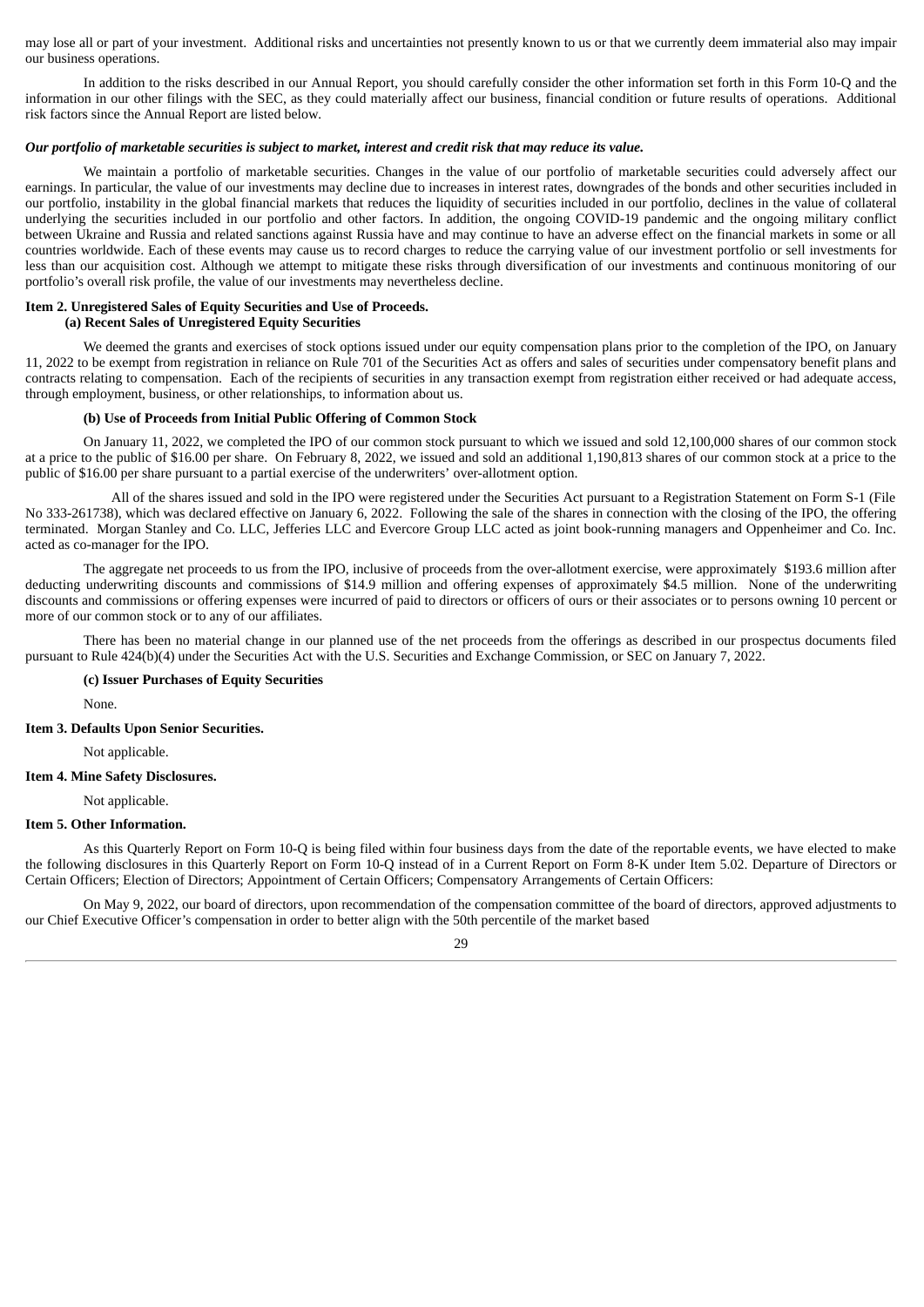may lose all or part of your investment. Additional risks and uncertainties not presently known to us or that we currently deem immaterial also may impair our business operations.

In addition to the risks described in our Annual Report, you should carefully consider the other information set forth in this Form 10-Q and the information in our other filings with the SEC, as they could materially affect our business, financial condition or future results of operations. Additional risk factors since the Annual Report are listed below.

***Our portfolio of marketable securities is subject to market, interest and credit risk that may reduce its value.***

We maintain a portfolio of marketable securities. Changes in the value of our portfolio of marketable securities could adversely affect our earnings. In particular, the value of our investments may decline due to increases in interest rates, downgrades of the bonds and other securities included in our portfolio, instability in the global financial markets that reduces the liquidity of securities included in our portfolio, declines in the value of collateral underlying the securities included in our portfolio and other factors. In addition, the ongoing COVID-19 pandemic and the ongoing military conflict between Ukraine and Russia and related sanctions against Russia have and may continue to have an adverse effect on the financial markets in some or all countries worldwide. Each of these events may cause us to record charges to reduce the carrying value of our investment portfolio or sell investments for less than our acquisition cost. Although we attempt to mitigate these risks through diversification of our investments and continuous monitoring of our portfolio's overall risk profile, the value of our investments may nevertheless decline.

**Item 2. Unregistered Sales of Equity Securities and Use of Proceeds.**

**(a) Recent Sales of Unregistered Equity Securities**

We deemed the grants and exercises of stock options issued under our equity compensation plans prior to the completion of the IPO, on January 11, 2022 to be exempt from registration in reliance on Rule 701 of the Securities Act as offers and sales of securities under compensatory benefit plans and contracts relating to compensation. Each of the recipients of securities in any transaction exempt from registration either received or had adequate access, through employment, business, or other relationships, to information about us.

**(b) Use of Proceeds from Initial Public Offering of Common Stock**

On January 11, 2022, we completed the IPO of our common stock pursuant to which we issued and sold 12,100,000 shares of our common stock at a price to the public of $16.00 per share. On February 8, 2022, we issued and sold an additional 1,190,813 shares of our common stock at a price to the public of $16.00 per share pursuant to a partial exercise of the underwriters' over-allotment option.

All of the shares issued and sold in the IPO were registered under the Securities Act pursuant to a Registration Statement on Form S-1 (File No 333-261738), which was declared effective on January 6, 2022. Following the sale of the shares in connection with the closing of the IPO, the offering terminated. Morgan Stanley and Co. LLC, Jefferies LLC and Evercore Group LLC acted as joint book-running managers and Oppenheimer and Co. Inc. acted as co-manager for the IPO.

The aggregate net proceeds to us from the IPO, inclusive of proceeds from the over-allotment exercise, were approximately $193.6 million after deducting underwriting discounts and commissions of $14.9 million and offering expenses of approximately $4.5 million. None of the underwriting discounts and commissions or offering expenses were incurred of paid to directors or officers of ours or their associates or to persons owning 10 percent or more of our common stock or to any of our affiliates.

There has been no material change in our planned use of the net proceeds from the offerings as described in our prospectus documents filed pursuant to Rule 424(b)(4) under the Securities Act with the U.S. Securities and Exchange Commission, or SEC on January 7, 2022.

**(c) Issuer Purchases of Equity Securities**

None.

**Item 3. Defaults Upon Senior Securities.**

Not applicable.

**Item 4. Mine Safety Disclosures.**

Not applicable.

**Item 5. Other Information.**

As this Quarterly Report on Form 10-Q is being filed within four business days from the date of the reportable events, we have elected to make the following disclosures in this Quarterly Report on Form 10-Q instead of in a Current Report on Form 8-K under Item 5.02. Departure of Directors or Certain Officers; Election of Directors; Appointment of Certain Officers; Compensatory Arrangements of Certain Officers:

On May 9, 2022, our board of directors, upon recommendation of the compensation committee of the board of directors, approved adjustments to our Chief Executive Officer's compensation in order to better align with the 50th percentile of the market based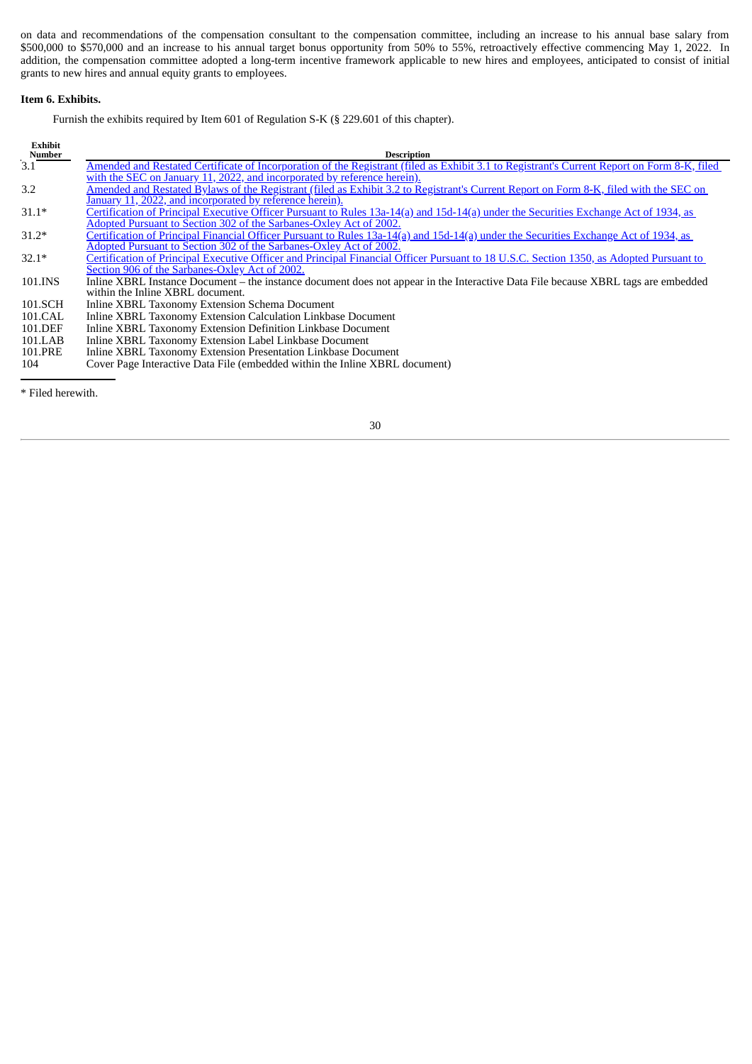on data and recommendations of the compensation consultant to the compensation committee, including an increase to his annual base salary from $500,000 to $570,000 and an increase to his annual target bonus opportunity from 50% to 55%, retroactively effective commencing May 1, 2022. In addition, the compensation committee adopted a long-term incentive framework applicable to new hires and employees, anticipated to consist of initial grants to new hires and annual equity grants to employees.

**Item 6. Exhibits.**

Furnish the exhibits required by Item 601 of Regulation S-K (§ 229.601 of this chapter).

| Exhibit Number | Description |
|---|---|
| 3.1 | Amended and Restated Certificate of Incorporation of the Registrant (filed as Exhibit 3.1 to Registrant's Current Report on Form 8-K, filed with the SEC on January 11, 2022, and incorporated by reference herein). |
| 3.2 | Amended and Restated Bylaws of the Registrant (filed as Exhibit 3.2 to Registrant's Current Report on Form 8-K, filed with the SEC on January 11, 2022, and incorporated by reference herein). |
| 31.1* | Certification of Principal Executive Officer Pursuant to Rules 13a-14(a) and 15d-14(a) under the Securities Exchange Act of 1934, as Adopted Pursuant to Section 302 of the Sarbanes-Oxley Act of 2002. |
| 31.2* | Certification of Principal Financial Officer Pursuant to Rules 13a-14(a) and 15d-14(a) under the Securities Exchange Act of 1934, as Adopted Pursuant to Section 302 of the Sarbanes-Oxley Act of 2002. |
| 32.1* | Certification of Principal Executive Officer and Principal Financial Officer Pursuant to 18 U.S.C. Section 1350, as Adopted Pursuant to Section 906 of the Sarbanes-Oxley Act of 2002. |
| 101.INS | Inline XBRL Instance Document – the instance document does not appear in the Interactive Data File because XBRL tags are embedded within the Inline XBRL document. |
| 101.SCH | Inline XBRL Taxonomy Extension Schema Document |
| 101.CAL | Inline XBRL Taxonomy Extension Calculation Linkbase Document |
| 101.DEF | Inline XBRL Taxonomy Extension Definition Linkbase Document |
| 101.LAB | Inline XBRL Taxonomy Extension Label Linkbase Document |
| 101.PRE | Inline XBRL Taxonomy Extension Presentation Linkbase Document |
| 104 | Cover Page Interactive Data File (embedded within the Inline XBRL document) |

\* Filed herewith.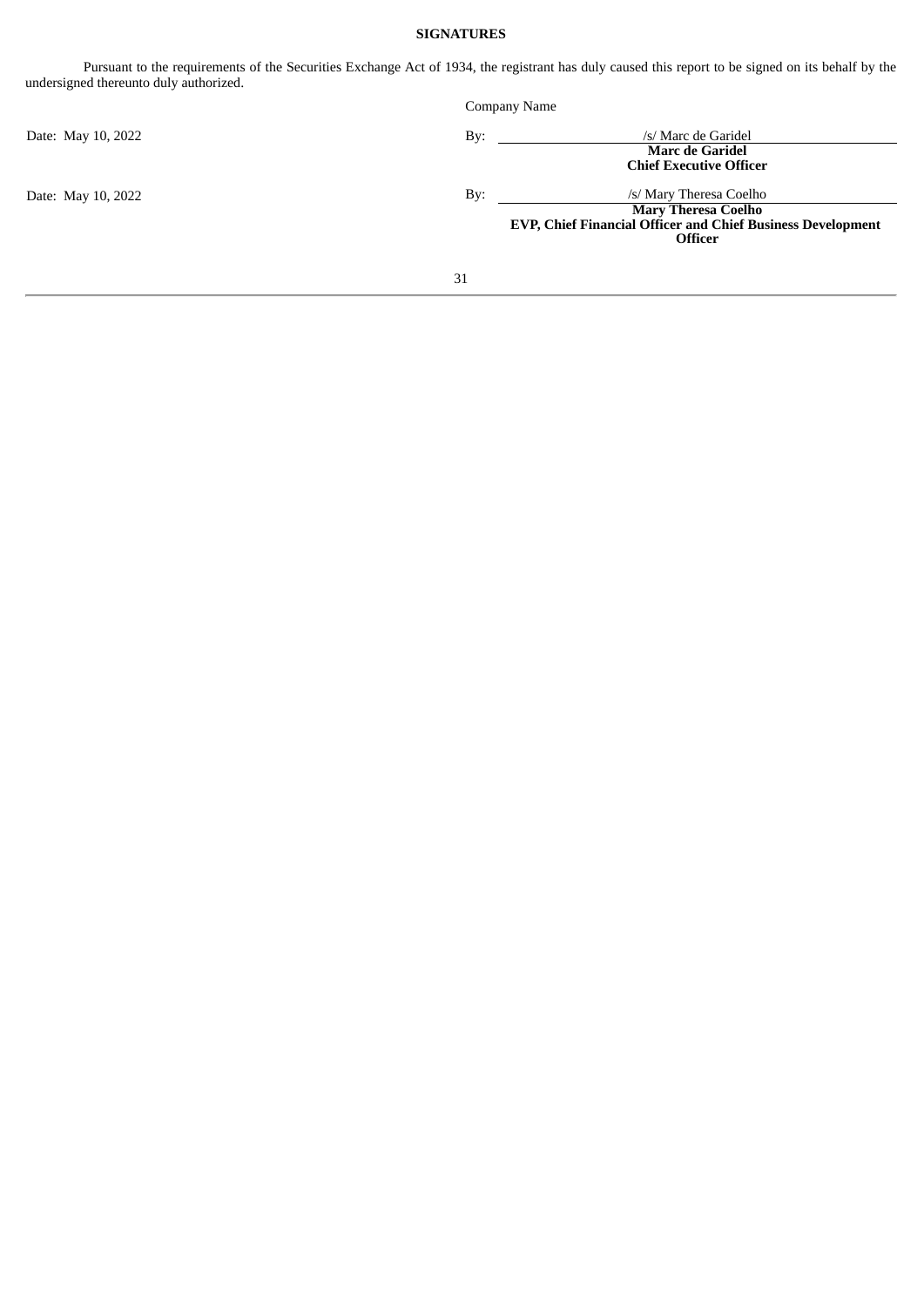**SIGNATURES**

Pursuant to the requirements of the Securities Exchange Act of 1934, the registrant has duly caused this report to be signed on its behalf by the undersigned thereunto duly authorized.

Company Name

| | | |
|---|---|---|
| Date: May 10, 2022 | By: | /s/ Marc de Garidel<br>**Marc de Garidel**<br>**Chief Executive Officer** |
| Date: May 10, 2022 | By: | /s/ Mary Theresa Coelho<br>**Mary Theresa Coelho**<br>**EVP, Chief Financial Officer and Chief Business Development Officer** |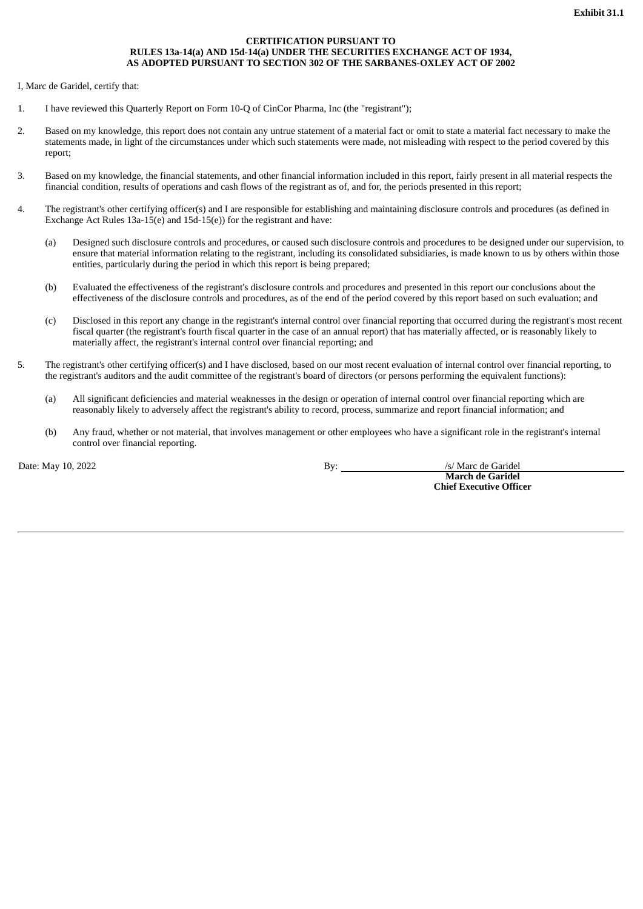**Exhibit 31.1**

**CERTIFICATION PURSUANT TO**
**RULES 13a-14(a) AND 15d-14(a) UNDER THE SECURITIES EXCHANGE ACT OF 1934,**
**AS ADOPTED PURSUANT TO SECTION 302 OF THE SARBANES-OXLEY ACT OF 2002**

I, Marc de Garidel, certify that:

1. I have reviewed this Quarterly Report on Form 10-Q of CinCor Pharma, Inc (the "registrant");

2. Based on my knowledge, this report does not contain any untrue statement of a material fact or omit to state a material fact necessary to make the statements made, in light of the circumstances under which such statements were made, not misleading with respect to the period covered by this report;

3. Based on my knowledge, the financial statements, and other financial information included in this report, fairly present in all material respects the financial condition, results of operations and cash flows of the registrant as of, and for, the periods presented in this report;

4. The registrant's other certifying officer(s) and I are responsible for establishing and maintaining disclosure controls and procedures (as defined in Exchange Act Rules 13a-15(e) and 15d-15(e)) for the registrant and have:

   (a) Designed such disclosure controls and procedures, or caused such disclosure controls and procedures to be designed under our supervision, to ensure that material information relating to the registrant, including its consolidated subsidiaries, is made known to us by others within those entities, particularly during the period in which this report is being prepared;

   (b) Evaluated the effectiveness of the registrant's disclosure controls and procedures and presented in this report our conclusions about the effectiveness of the disclosure controls and procedures, as of the end of the period covered by this report based on such evaluation; and

   (c) Disclosed in this report any change in the registrant's internal control over financial reporting that occurred during the registrant's most recent fiscal quarter (the registrant's fourth fiscal quarter in the case of an annual report) that has materially affected, or is reasonably likely to materially affect, the registrant's internal control over financial reporting; and

5. The registrant's other certifying officer(s) and I have disclosed, based on our most recent evaluation of internal control over financial reporting, to the registrant's auditors and the audit committee of the registrant's board of directors (or persons performing the equivalent functions):

   (a) All significant deficiencies and material weaknesses in the design or operation of internal control over financial reporting which are reasonably likely to adversely affect the registrant's ability to record, process, summarize and report financial information; and

   (b) Any fraud, whether or not material, that involves management or other employees who have a significant role in the registrant's internal control over financial reporting.

Date: May 10, 2022

By: /s/ Marc de Garidel
**March de Garidel**
**Chief Executive Officer**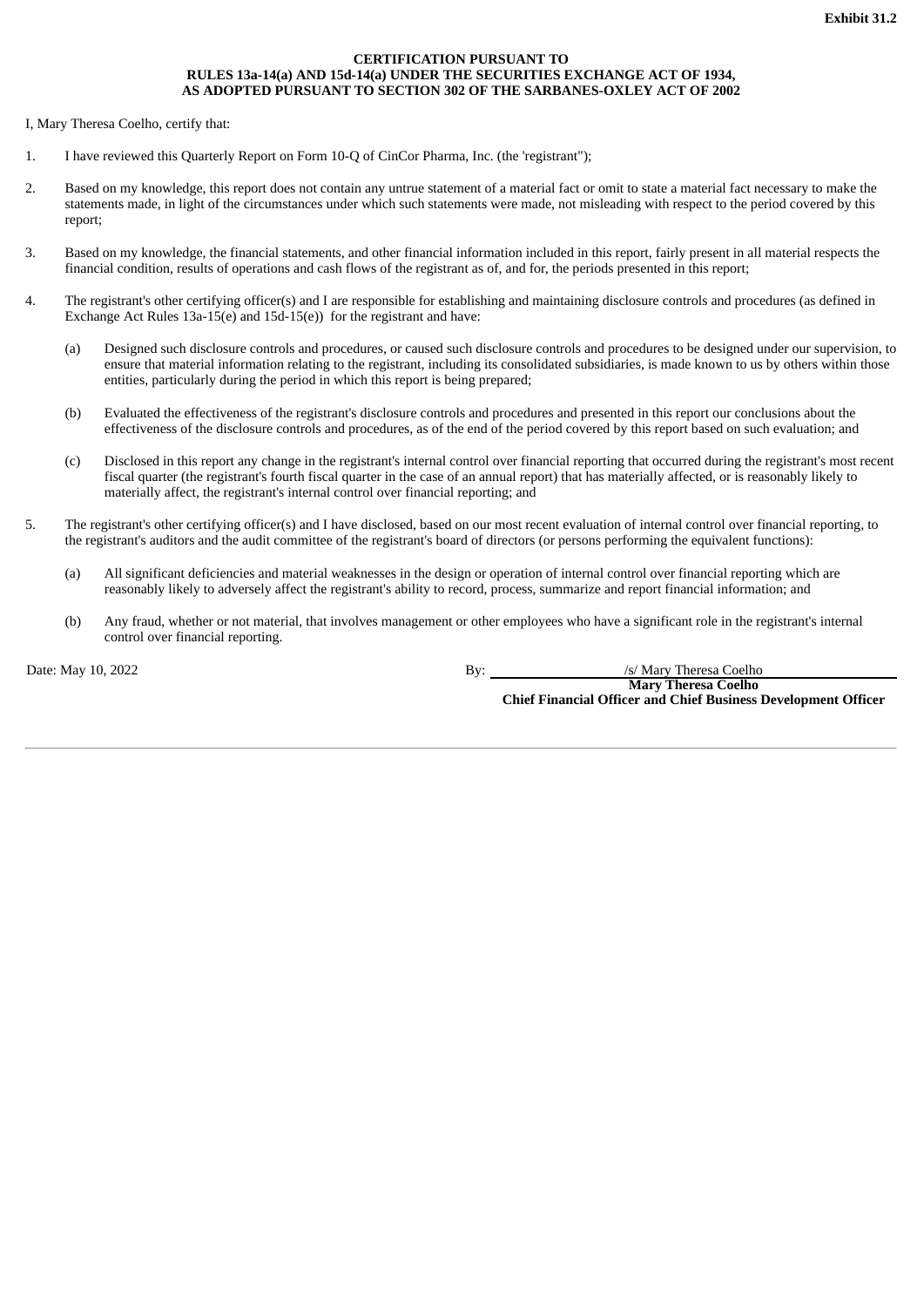Exhibit 31.2

**CERTIFICATION PURSUANT TO**
**RULES 13a-14(a) AND 15d-14(a) UNDER THE SECURITIES EXCHANGE ACT OF 1934,**
**AS ADOPTED PURSUANT TO SECTION 302 OF THE SARBANES-OXLEY ACT OF 2002**

I, Mary Theresa Coelho, certify that:

1. I have reviewed this Quarterly Report on Form 10-Q of CinCor Pharma, Inc. (the 'registrant");

2. Based on my knowledge, this report does not contain any untrue statement of a material fact or omit to state a material fact necessary to make the statements made, in light of the circumstances under which such statements were made, not misleading with respect to the period covered by this report;

3. Based on my knowledge, the financial statements, and other financial information included in this report, fairly present in all material respects the financial condition, results of operations and cash flows of the registrant as of, and for, the periods presented in this report;

4. The registrant's other certifying officer(s) and I are responsible for establishing and maintaining disclosure controls and procedures (as defined in Exchange Act Rules 13a-15(e) and 15d-15(e)) for the registrant and have:

   (a) Designed such disclosure controls and procedures, or caused such disclosure controls and procedures to be designed under our supervision, to ensure that material information relating to the registrant, including its consolidated subsidiaries, is made known to us by others within those entities, particularly during the period in which this report is being prepared;

   (b) Evaluated the effectiveness of the registrant's disclosure controls and procedures and presented in this report our conclusions about the effectiveness of the disclosure controls and procedures, as of the end of the period covered by this report based on such evaluation; and

   (c) Disclosed in this report any change in the registrant's internal control over financial reporting that occurred during the registrant's most recent fiscal quarter (the registrant's fourth fiscal quarter in the case of an annual report) that has materially affected, or is reasonably likely to materially affect, the registrant's internal control over financial reporting; and

5. The registrant's other certifying officer(s) and I have disclosed, based on our most recent evaluation of internal control over financial reporting, to the registrant's auditors and the audit committee of the registrant's board of directors (or persons performing the equivalent functions):

   (a) All significant deficiencies and material weaknesses in the design or operation of internal control over financial reporting which are reasonably likely to adversely affect the registrant's ability to record, process, summarize and report financial information; and

   (b) Any fraud, whether or not material, that involves management or other employees who have a significant role in the registrant's internal control over financial reporting.

Date: May 10, 2022

By: /s/ Mary Theresa Coelho
**Mary Theresa Coelho**
**Chief Financial Officer and Chief Business Development Officer**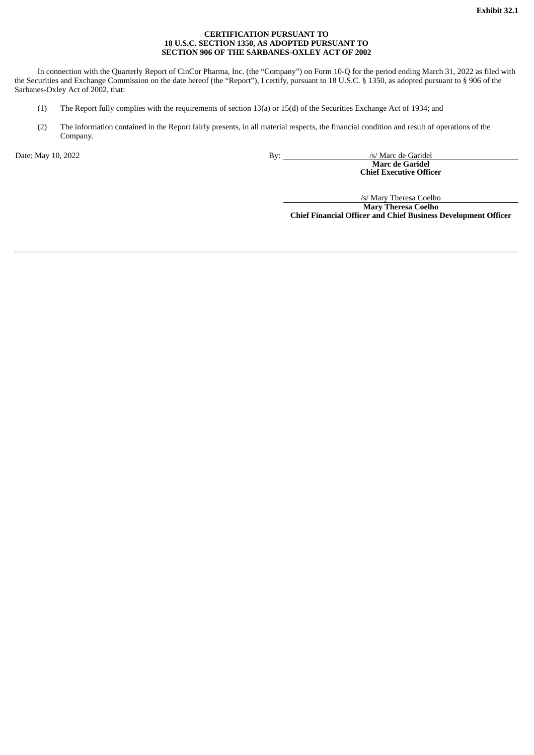**Exhibit 32.1**

**CERTIFICATION PURSUANT TO**
**18 U.S.C. SECTION 1350, AS ADOPTED PURSUANT TO**
**SECTION 906 OF THE SARBANES-OXLEY ACT OF 2002**

In connection with the Quarterly Report of CinCor Pharma, Inc. (the "Company") on Form 10-Q for the period ending March 31, 2022 as filed with the Securities and Exchange Commission on the date hereof (the "Report"), I certify, pursuant to 18 U.S.C. § 1350, as adopted pursuant to § 906 of the Sarbanes-Oxley Act of 2002, that:

(1) The Report fully complies with the requirements of section 13(a) or 15(d) of the Securities Exchange Act of 1934; and

(2) The information contained in the Report fairly presents, in all material respects, the financial condition and result of operations of the Company.

Date: May 10, 2022

By: /s/ Marc de Garidel
**Marc de Garidel**
**Chief Executive Officer**

/s/ Mary Theresa Coelho
**Mary Theresa Coelho**
**Chief Financial Officer and Chief Business Development Officer**